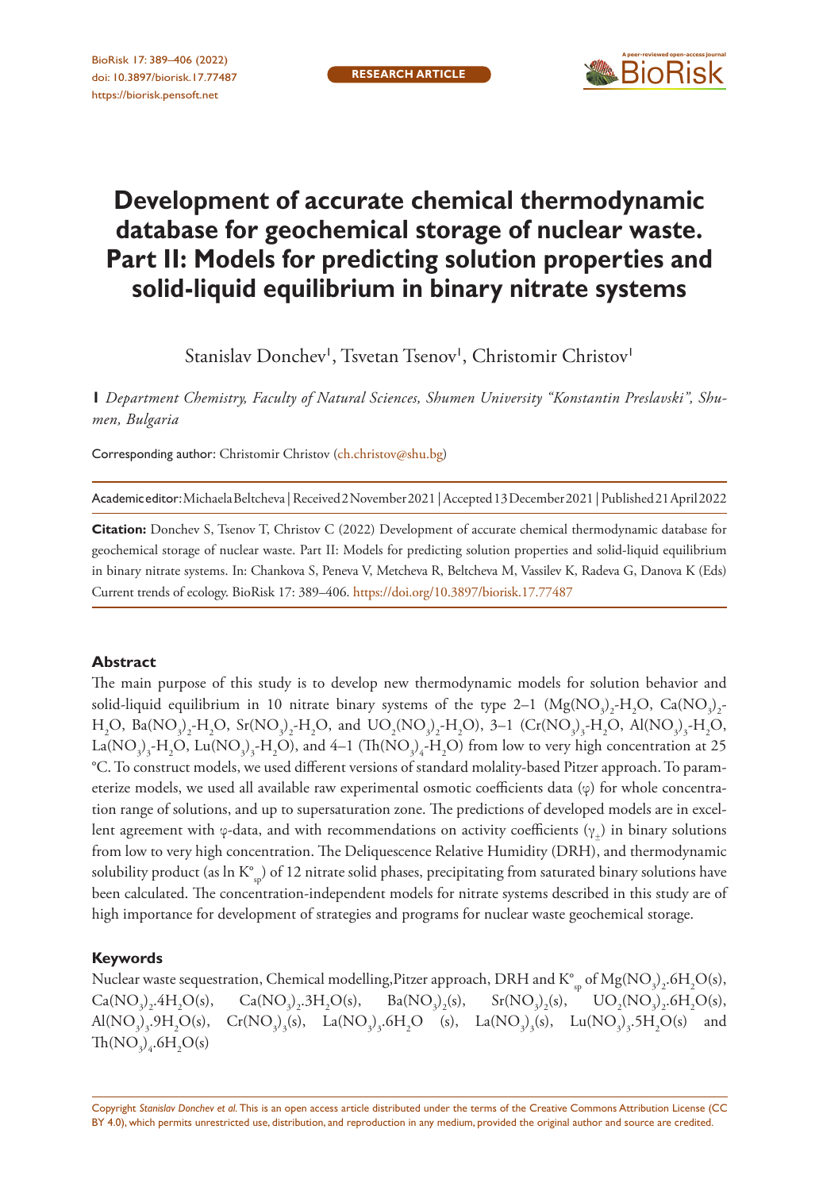RESEARCH ARTICLE

# Development of accurate chemical thermodynamic database for geochemical storage of nuclear waste. Part II: Models for predicting solution properties and solid-liquid equilibrium in binary nitrate systems

Stanislav Donchev[1], Tsvetan Tsenov[1], Christomir Christov[1]

[1] *Department Chemistry, Faculty of Natural Sciences, Shumen University "Konstantin Preslavski", Shumen, Bulgaria*

Corresponding author: Christomir Christov (ch.christov@shu.bg)

Academic editor: Michaela Beltcheva | Received 2 November 2021 | Accepted 13 December 2021 | Published 21 April 2022

**Citation:** Donchev S, Tsenov T, Christov C (2022) Development of accurate chemical thermodynamic database for geochemical storage of nuclear waste. Part II: Models for predicting solution properties and solid-liquid equilibrium in binary nitrate systems. In: Chankova S, Peneva V, Metcheva R, Beltcheva M, Vassilev K, Radeva G, Danova K (Eds) Current trends of ecology. BioRisk 17: 389–406. https://doi.org/10.3897/biorisk.17.77487

## Abstract

The main purpose of this study is to develop new thermodynamic models for solution behavior and solid-liquid equilibrium in 10 nitrate binary systems of the type 2–1 ($Mg(NO_3)_2$-$H_2O$, $Ca(NO_3)_2$-$H_2O$, $Ba(NO_3)_2$-$H_2O$, $Sr(NO_3)_2$-$H_2O$, and $UO_2(NO_3)_2$-$H_2O$), 3–1 ($Cr(NO_3)_3$-$H_2O$, $Al(NO_3)_3$-$H_2O$, $La(NO_3)_3$-$H_2O$, $Lu(NO_3)_3$-$H_2O$), and 4–1 ($Th(NO_3)_4$-$H_2O$) from low to very high concentration at 25 °C. To construct models, we used different versions of standard molality-based Pitzer approach. To parameterize models, we used all available raw experimental osmotic coefficients data ($\varphi$) for whole concentration range of solutions, and up to supersaturation zone. The predictions of developed models are in excellent agreement with $\varphi$-data, and with recommendations on activity coefficients ($\gamma_\pm$) in binary solutions from low to very high concentration. The Deliquescence Relative Humidity (DRH), and thermodynamic solubility product (as $\ln K^{\circ}_{sp}$) of 12 nitrate solid phases, precipitating from saturated binary solutions have been calculated. The concentration-independent models for nitrate systems described in this study are of high importance for development of strategies and programs for nuclear waste geochemical storage.

## Keywords

Nuclear waste sequestration, Chemical modelling, Pitzer approach, DRH and $K^{\circ}_{sp}$ of $Mg(NO_3)_2.6H_2O(s)$, $Ca(NO_3)_2.4H_2O(s)$, $Ca(NO_3)_2.3H_2O(s)$, $Ba(NO_3)_2(s)$, $Sr(NO_3)_2(s)$, $UO_2(NO_3)_2.6H_2O(s)$, $Al(NO_3)_3.9H_2O(s)$, $Cr(NO_3)_3(s)$, $La(NO_3)_3.6H_2O$ (s), $La(NO_3)_3(s)$, $Lu(NO_3)_3.5H_2O(s)$ and $Th(NO_3)_4.6H_2O(s)$

Copyright *Stanislav Donchev et al.* This is an open access article distributed under the terms of the Creative Commons Attribution License (CC BY 4.0), which permits unrestricted use, distribution, and reproduction in any medium, provided the original author and source are credited.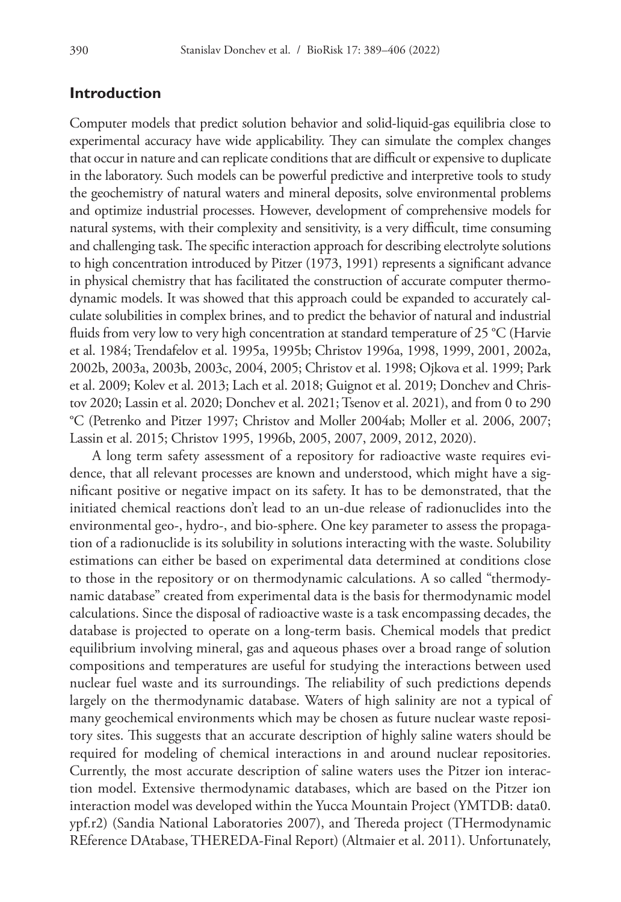## Introduction

Computer models that predict solution behavior and solid-liquid-gas equilibria close to experimental accuracy have wide applicability. They can simulate the complex changes that occur in nature and can replicate conditions that are difficult or expensive to duplicate in the laboratory. Such models can be powerful predictive and interpretive tools to study the geochemistry of natural waters and mineral deposits, solve environmental problems and optimize industrial processes. However, development of comprehensive models for natural systems, with their complexity and sensitivity, is a very difficult, time consuming and challenging task. The specific interaction approach for describing electrolyte solutions to high concentration introduced by Pitzer (1973, 1991) represents a significant advance in physical chemistry that has facilitated the construction of accurate computer thermodynamic models. It was showed that this approach could be expanded to accurately calculate solubilities in complex brines, and to predict the behavior of natural and industrial fluids from very low to very high concentration at standard temperature of 25 °C (Harvie et al. 1984; Trendafelov et al. 1995a, 1995b; Christov 1996a, 1998, 1999, 2001, 2002a, 2002b, 2003a, 2003b, 2003c, 2004, 2005; Christov et al. 1998; Ojkova et al. 1999; Park et al. 2009; Kolev et al. 2013; Lach et al. 2018; Guignot et al. 2019; Donchev and Christov 2020; Lassin et al. 2020; Donchev et al. 2021; Tsenov et al. 2021), and from 0 to 290 °C (Petrenko and Pitzer 1997; Christov and Moller 2004ab; Moller et al. 2006, 2007; Lassin et al. 2015; Christov 1995, 1996b, 2005, 2007, 2009, 2012, 2020).

A long term safety assessment of a repository for radioactive waste requires evidence, that all relevant processes are known and understood, which might have a significant positive or negative impact on its safety. It has to be demonstrated, that the initiated chemical reactions don't lead to an un-due release of radionuclides into the environmental geo-, hydro-, and bio-sphere. One key parameter to assess the propagation of a radionuclide is its solubility in solutions interacting with the waste. Solubility estimations can either be based on experimental data determined at conditions close to those in the repository or on thermodynamic calculations. A so called "thermodynamic database" created from experimental data is the basis for thermodynamic model calculations. Since the disposal of radioactive waste is a task encompassing decades, the database is projected to operate on a long-term basis. Chemical models that predict equilibrium involving mineral, gas and aqueous phases over a broad range of solution compositions and temperatures are useful for studying the interactions between used nuclear fuel waste and its surroundings. The reliability of such predictions depends largely on the thermodynamic database. Waters of high salinity are not a typical of many geochemical environments which may be chosen as future nuclear waste repository sites. This suggests that an accurate description of highly saline waters should be required for modeling of chemical interactions in and around nuclear repositories. Currently, the most accurate description of saline waters uses the Pitzer ion interaction model. Extensive thermodynamic databases, which are based on the Pitzer ion interaction model was developed within the Yucca Mountain Project (YMTDB: data0.ypf.r2) (Sandia National Laboratories 2007), and Thereda project (THermodynamic REference DAtabase, THEREDA-Final Report) (Altmaier et al. 2011). Unfortunately,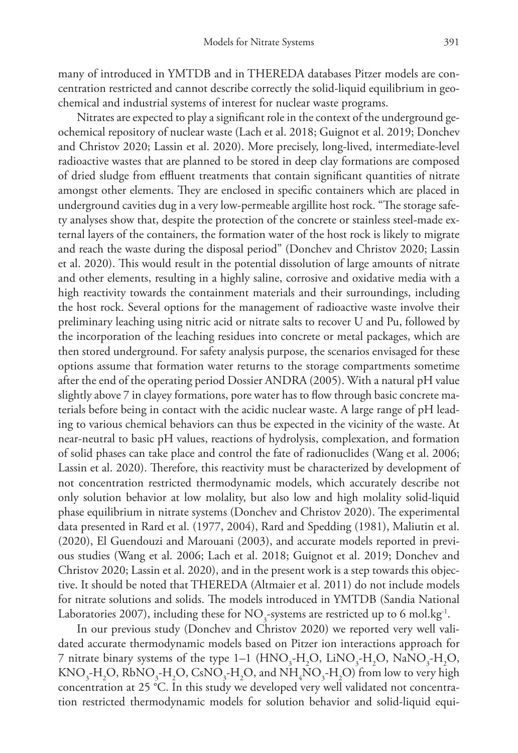many of introduced in YMTDB and in THEREDA databases Pitzer models are concentration restricted and cannot describe correctly the solid-liquid equilibrium in geochemical and industrial systems of interest for nuclear waste programs.

Nitrates are expected to play a significant role in the context of the underground geochemical repository of nuclear waste (Lach et al. 2018; Guignot et al. 2019; Donchev and Christov 2020; Lassin et al. 2020). More precisely, long-lived, intermediate-level radioactive wastes that are planned to be stored in deep clay formations are composed of dried sludge from effluent treatments that contain significant quantities of nitrate amongst other elements. They are enclosed in specific containers which are placed in underground cavities dug in a very low-permeable argillite host rock. "The storage safety analyses show that, despite the protection of the concrete or stainless steel-made external layers of the containers, the formation water of the host rock is likely to migrate and reach the waste during the disposal period" (Donchev and Christov 2020; Lassin et al. 2020). This would result in the potential dissolution of large amounts of nitrate and other elements, resulting in a highly saline, corrosive and oxidative media with a high reactivity towards the containment materials and their surroundings, including the host rock. Several options for the management of radioactive waste involve their preliminary leaching using nitric acid or nitrate salts to recover U and Pu, followed by the incorporation of the leaching residues into concrete or metal packages, which are then stored underground. For safety analysis purpose, the scenarios envisaged for these options assume that formation water returns to the storage compartments sometime after the end of the operating period Dossier ANDRA (2005). With a natural pH value slightly above 7 in clayey formations, pore water has to flow through basic concrete materials before being in contact with the acidic nuclear waste. A large range of pH leading to various chemical behaviors can thus be expected in the vicinity of the waste. At near-neutral to basic pH values, reactions of hydrolysis, complexation, and formation of solid phases can take place and control the fate of radionuclides (Wang et al. 2006; Lassin et al. 2020). Therefore, this reactivity must be characterized by development of not concentration restricted thermodynamic models, which accurately describe not only solution behavior at low molality, but also low and high molality solid-liquid phase equilibrium in nitrate systems (Donchev and Christov 2020). The experimental data presented in Rard et al. (1977, 2004), Rard and Spedding (1981), Maliutin et al. (2020), El Guendouzi and Marouani (2003), and accurate models reported in previous studies (Wang et al. 2006; Lach et al. 2018; Guignot et al. 2019; Donchev and Christov 2020; Lassin et al. 2020), and in the present work is a step towards this objective. It should be noted that THEREDA (Altmaier et al. 2011) do not include models for nitrate solutions and solids. The models introduced in YMTDB (Sandia National Laboratories 2007), including these for $NO_3$-systems are restricted up to 6 mol.kg$^{-1}$.

In our previous study (Donchev and Christov 2020) we reported very well validated accurate thermodynamic models based on Pitzer ion interactions approach for 7 nitrate binary systems of the type 1–1 ($HNO_3$-$H_2O$, $LiNO_3$-$H_2O$, $NaNO_3$-$H_2O$, $KNO_3$-$H_2O$, $RbNO_3$-$H_2O$, $CsNO_3$-$H_2O$, and $NH_4NO_3$-$H_2O$) from low to very high concentration at 25 °C. In this study we developed very well validated not concentration restricted thermodynamic models for solution behavior and solid-liquid equi-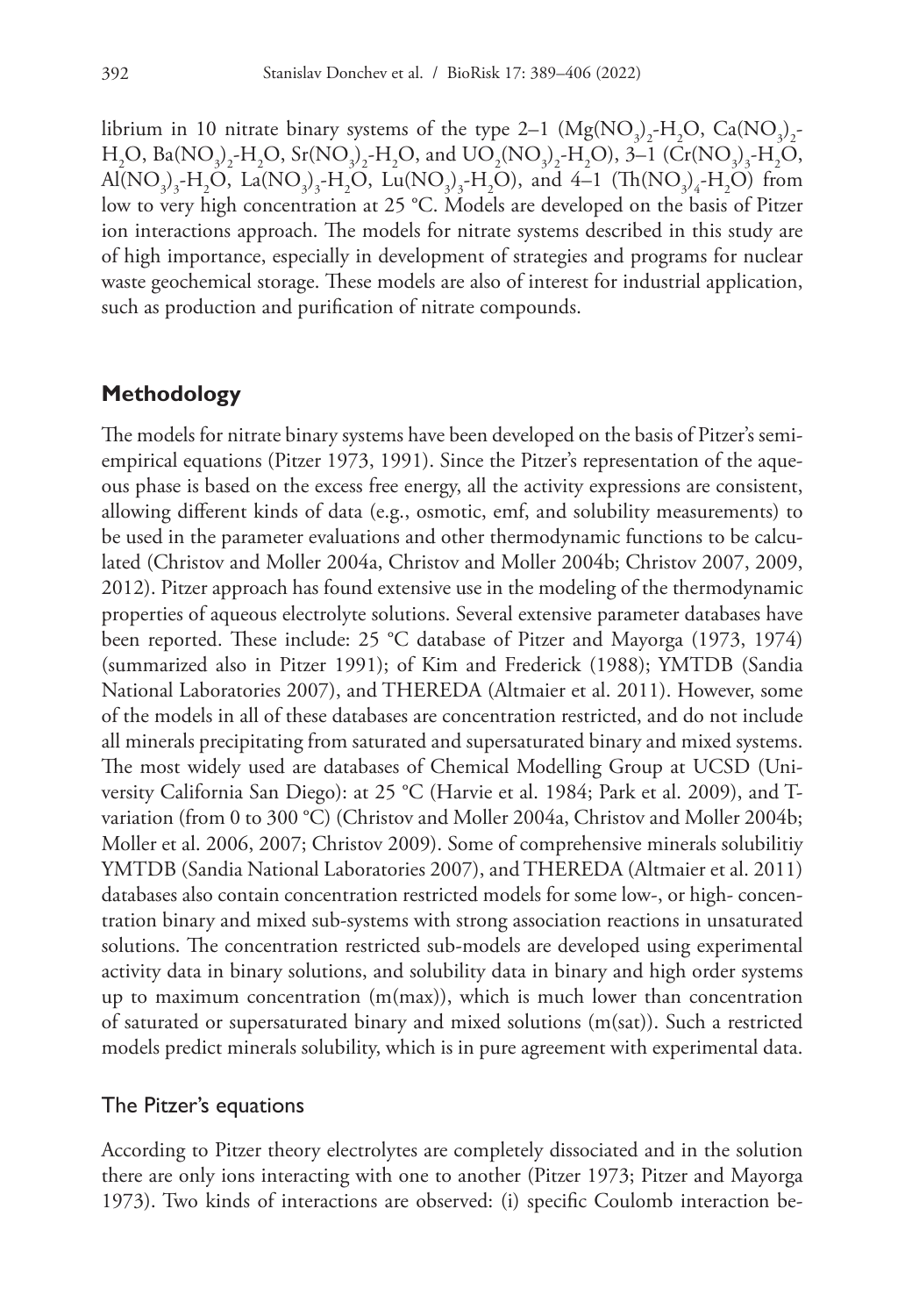librium in 10 nitrate binary systems of the type 2–1 ($Mg(NO_3)_2$-$H_2O$, $Ca(NO_3)_2$-$H_2O$, $Ba(NO_3)_2$-$H_2O$, $Sr(NO_3)_2$-$H_2O$, and $UO_2(NO_3)_2$-$H_2O$), 3–1 ($Cr(NO_3)_3$-$H_2O$, $Al(NO_3)_3$-$H_2O$, $La(NO_3)_3$-$H_2O$, $Lu(NO_3)_3$-$H_2O$), and 4–1 ($Th(NO_3)_4$-$H_2O$) from low to very high concentration at 25 °C. Models are developed on the basis of Pitzer ion interactions approach. The models for nitrate systems described in this study are of high importance, especially in development of strategies and programs for nuclear waste geochemical storage. These models are also of interest for industrial application, such as production and purification of nitrate compounds.

## Methodology

The models for nitrate binary systems have been developed on the basis of Pitzer's semi-empirical equations (Pitzer 1973, 1991). Since the Pitzer's representation of the aqueous phase is based on the excess free energy, all the activity expressions are consistent, allowing different kinds of data (e.g., osmotic, emf, and solubility measurements) to be used in the parameter evaluations and other thermodynamic functions to be calculated (Christov and Moller 2004a, Christov and Moller 2004b; Christov 2007, 2009, 2012). Pitzer approach has found extensive use in the modeling of the thermodynamic properties of aqueous electrolyte solutions. Several extensive parameter databases have been reported. These include: 25 °C database of Pitzer and Mayorga (1973, 1974) (summarized also in Pitzer 1991); of Kim and Frederick (1988); YMTDB (Sandia National Laboratories 2007), and THEREDA (Altmaier et al. 2011). However, some of the models in all of these databases are concentration restricted, and do not include all minerals precipitating from saturated and supersaturated binary and mixed systems. The most widely used are databases of Chemical Modelling Group at UCSD (University California San Diego): at 25 °C (Harvie et al. 1984; Park et al. 2009), and T-variation (from 0 to 300 °C) (Christov and Moller 2004a, Christov and Moller 2004b; Moller et al. 2006, 2007; Christov 2009). Some of comprehensive minerals solubilitiy YMTDB (Sandia National Laboratories 2007), and THEREDA (Altmaier et al. 2011) databases also contain concentration restricted models for some low-, or high- concentration binary and mixed sub-systems with strong association reactions in unsaturated solutions. The concentration restricted sub-models are developed using experimental activity data in binary solutions, and solubility data in binary and high order systems up to maximum concentration (m(max)), which is much lower than concentration of saturated or supersaturated binary and mixed solutions (m(sat)). Such a restricted models predict minerals solubility, which is in pure agreement with experimental data.

### The Pitzer's equations

According to Pitzer theory electrolytes are completely dissociated and in the solution there are only ions interacting with one to another (Pitzer 1973; Pitzer and Mayorga 1973). Two kinds of interactions are observed: (i) specific Coulomb interaction be-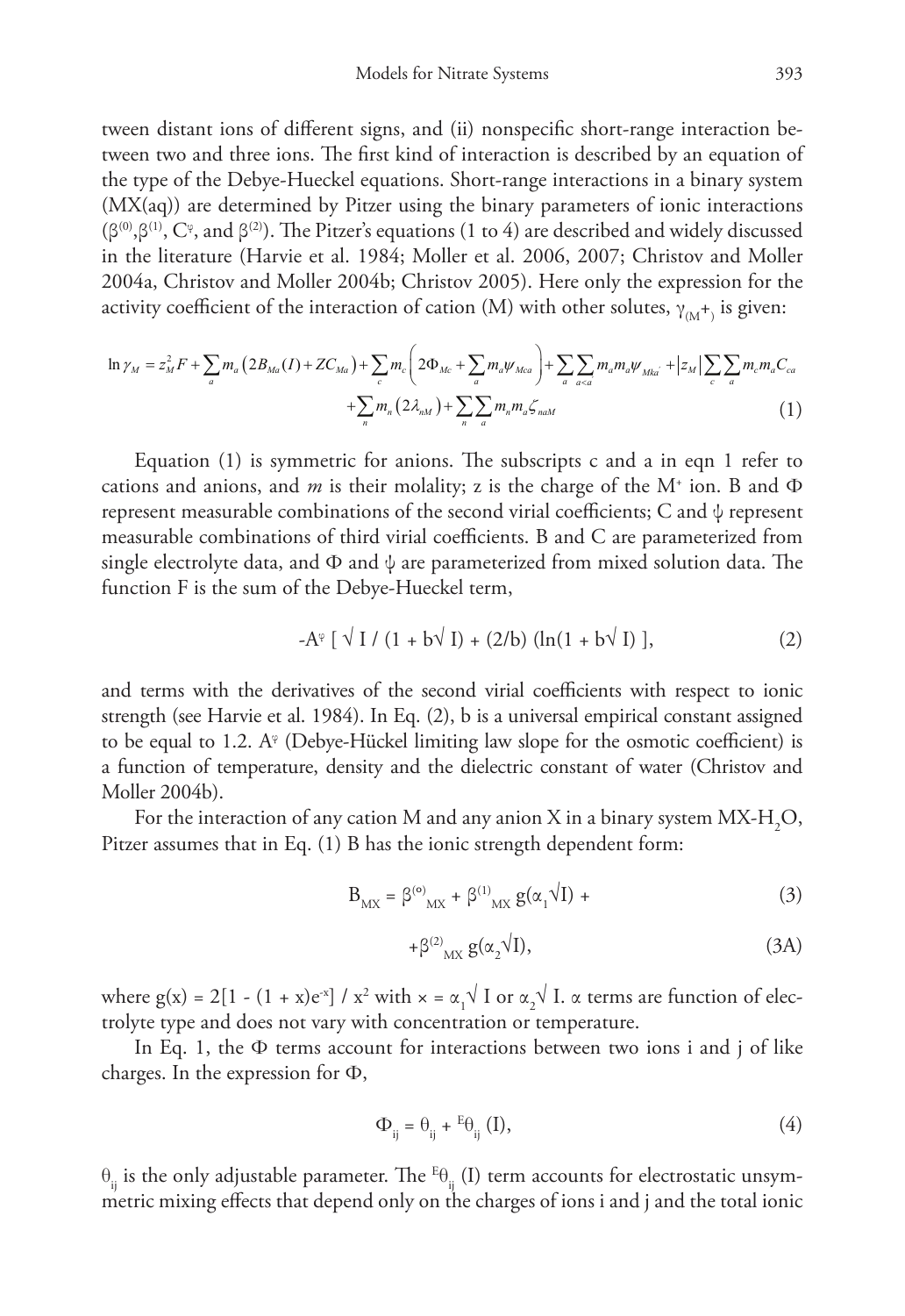tween distant ions of different signs, and (ii) nonspecific short-range interaction between two and three ions. The first kind of interaction is described by an equation of the type of the Debye-Hueckel equations. Short-range interactions in a binary system (MX(aq)) are determined by Pitzer using the binary parameters of ionic interactions ($\beta^{(0)}$,$\beta^{(1)}$, $C^{\varphi}$, and $\beta^{(2)}$). The Pitzer's equations (1 to 4) are described and widely discussed in the literature (Harvie et al. 1984; Moller et al. 2006, 2007; Christov and Moller 2004a, Christov and Moller 2004b; Christov 2005). Here only the expression for the activity coefficient of the interaction of cation (M) with other solutes, $\gamma_{(M^+)}$ is given:

$$\ln \gamma_M = z_M^2 F + \sum_a m_a \left(2B_{Ma}(I) + ZC_{Ma}\right) + \sum_c m_c \left(2\Phi_{Mc} + \sum_a m_a \psi_{Mca}\right) + \sum_a \sum_{a<a} m_a m_a \psi_{Mka'} + |z_M| \sum_c \sum_a m_c m_a C_{ca} + \sum_n m_n \left(2\lambda_{nM}\right) + \sum_n \sum_a m_n m_a \zeta_{naM} \tag{1}$$

Equation (1) is symmetric for anions. The subscripts c and a in eqn 1 refer to cations and anions, and *m* is their molality; z is the charge of the $M^+$ ion. B and $\Phi$ represent measurable combinations of the second virial coefficients; C and $\psi$ represent measurable combinations of third virial coefficients. B and C are parameterized from single electrolyte data, and $\Phi$ and $\psi$ are parameterized from mixed solution data. The function F is the sum of the Debye-Hueckel term,

$$-A^{\varphi} \left[ \sqrt{I} / (1 + b\sqrt{I}) + (2/b) \left(\ln(1 + b\sqrt{I}\right) \right], \tag{2}$$

and terms with the derivatives of the second virial coefficients with respect to ionic strength (see Harvie et al. 1984). In Eq. (2), b is a universal empirical constant assigned to be equal to 1.2. $A^{\varphi}$ (Debye-Hückel limiting law slope for the osmotic coefficient) is a function of temperature, density and the dielectric constant of water (Christov and Moller 2004b).

For the interaction of any cation M and any anion X in a binary system $MX\text{-}H_2O$, Pitzer assumes that in Eq. (1) B has the ionic strength dependent form:

$$B_{MX} = \beta^{(o)}_{MX} + \beta^{(1)}_{MX}\, g(\alpha_1\sqrt{I}) + \tag{3}$$

$$+\beta^{(2)}_{MX}\, g(\alpha_2\sqrt{I}), \tag{3A}$$

where $g(x) = 2[1 - (1 + x)e^{-x}] / x^2$ with $x = \alpha_1\sqrt{I}$ or $\alpha_2\sqrt{I}$. $\alpha$ terms are function of electrolyte type and does not vary with concentration or temperature.

In Eq. 1, the $\Phi$ terms account for interactions between two ions i and j of like charges. In the expression for $\Phi$,

$$\Phi_{ij} = \theta_{ij} + {}^{E}\theta_{ij}\,(I), \tag{4}$$

$\theta_{ij}$ is the only adjustable parameter. The ${}^{E}\theta_{ij}$ (I) term accounts for electrostatic unsymmetric mixing effects that depend only on the charges of ions i and j and the total ionic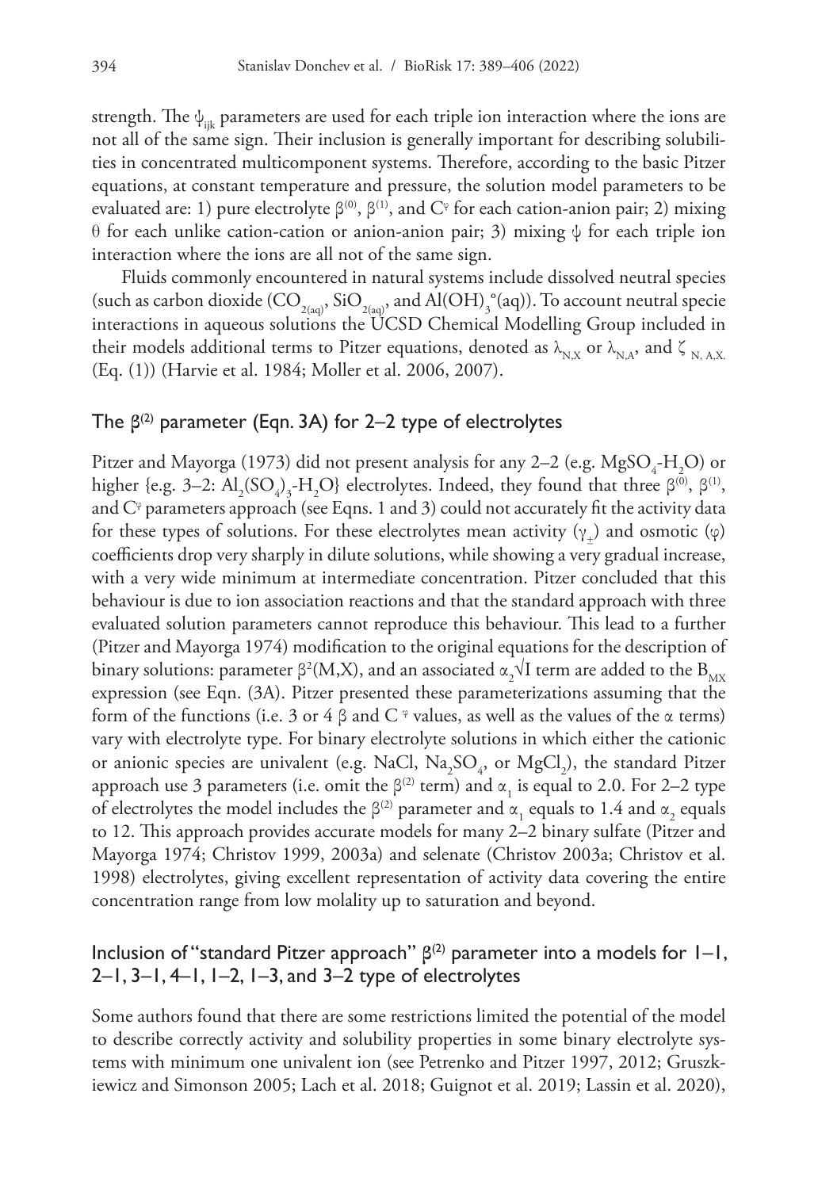strength. The $\psi_{ijk}$ parameters are used for each triple ion interaction where the ions are not all of the same sign. Their inclusion is generally important for describing solubilities in concentrated multicomponent systems. Therefore, according to the basic Pitzer equations, at constant temperature and pressure, the solution model parameters to be evaluated are: 1) pure electrolyte $\beta^{(0)}$, $\beta^{(1)}$, and $C^{\varphi}$ for each cation-anion pair; 2) mixing $\theta$ for each unlike cation-cation or anion-anion pair; 3) mixing $\psi$ for each triple ion interaction where the ions are all not of the same sign.

Fluids commonly encountered in natural systems include dissolved neutral species (such as carbon dioxide ($CO_{2(aq)}$, $SiO_{2(aq)}$, and $Al(OH)_3^{\circ}(aq)$). To account neutral specie interactions in aqueous solutions the UCSD Chemical Modelling Group included in their models additional terms to Pitzer equations, denoted as $\lambda_{N,X}$ or $\lambda_{N,A}$, and $\zeta_{N,A,X.}$ (Eq. (1)) (Harvie et al. 1984; Moller et al. 2006, 2007).

## The $\beta^{(2)}$ parameter (Eqn. 3A) for 2–2 type of electrolytes

Pitzer and Mayorga (1973) did not present analysis for any 2–2 (e.g. $MgSO_4$-$H_2O$) or higher {e.g. 3–2: $Al_2(SO_4)_3$-$H_2O$} electrolytes. Indeed, they found that three $\beta^{(0)}$, $\beta^{(1)}$, and $C^{\varphi}$ parameters approach (see Eqns. 1 and 3) could not accurately fit the activity data for these types of solutions. For these electrolytes mean activity ($\gamma_{\pm}$) and osmotic ($\varphi$) coefficients drop very sharply in dilute solutions, while showing a very gradual increase, with a very wide minimum at intermediate concentration. Pitzer concluded that this behaviour is due to ion association reactions and that the standard approach with three evaluated solution parameters cannot reproduce this behaviour. This lead to a further (Pitzer and Mayorga 1974) modification to the original equations for the description of binary solutions: parameter $\beta^2(M,X)$, and an associated $\alpha_2\sqrt{I}$ term are added to the $B_{MX}$ expression (see Eqn. (3A). Pitzer presented these parameterizations assuming that the form of the functions (i.e. 3 or 4 $\beta$ and $C^{\varphi}$ values, as well as the values of the $\alpha$ terms) vary with electrolyte type. For binary electrolyte solutions in which either the cationic or anionic species are univalent (e.g. NaCl, $Na_2SO_4$, or $MgCl_2$), the standard Pitzer approach use 3 parameters (i.e. omit the $\beta^{(2)}$ term) and $\alpha_1$ is equal to 2.0. For 2–2 type of electrolytes the model includes the $\beta^{(2)}$ parameter and $\alpha_1$ equals to 1.4 and $\alpha_2$ equals to 12. This approach provides accurate models for many 2–2 binary sulfate (Pitzer and Mayorga 1974; Christov 1999, 2003a) and selenate (Christov 2003a; Christov et al. 1998) electrolytes, giving excellent representation of activity data covering the entire concentration range from low molality up to saturation and beyond.

## Inclusion of "standard Pitzer approach" $\beta^{(2)}$ parameter into a models for 1–1, 2–1, 3–1, 4–1, 1–2, 1–3, and 3–2 type of electrolytes

Some authors found that there are some restrictions limited the potential of the model to describe correctly activity and solubility properties in some binary electrolyte systems with minimum one univalent ion (see Petrenko and Pitzer 1997, 2012; Gruszkiewicz and Simonson 2005; Lach et al. 2018; Guignot et al. 2019; Lassin et al. 2020),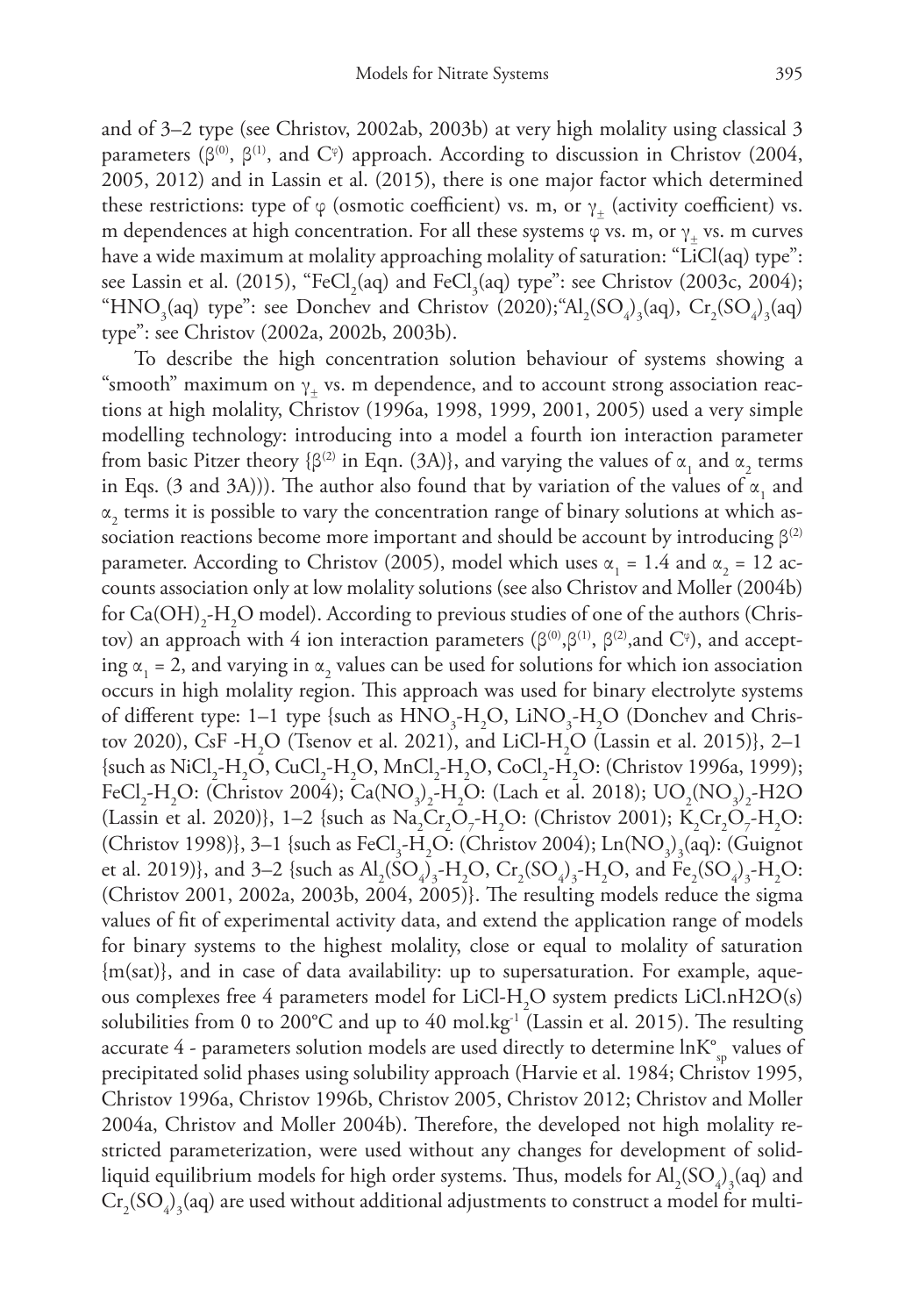and of 3–2 type (see Christov, 2002ab, 2003b) at very high molality using classical 3 parameters ($\beta^{(0)}$, $\beta^{(1)}$, and $C^{\varphi}$) approach. According to discussion in Christov (2004, 2005, 2012) and in Lassin et al. (2015), there is one major factor which determined these restrictions: type of $\varphi$ (osmotic coefficient) vs. m, or $\gamma_{\pm}$ (activity coefficient) vs. m dependences at high concentration. For all these systems $\varphi$ vs. m, or $\gamma_{\pm}$ vs. m curves have a wide maximum at molality approaching molality of saturation: "LiCl(aq) type": see Lassin et al. (2015), "$FeCl_2$(aq) and $FeCl_3$(aq) type": see Christov (2003c, 2004); "$HNO_3$(aq) type": see Donchev and Christov (2020);"$Al_2(SO_4)_3$(aq), $Cr_2(SO_4)_3$(aq) type": see Christov (2002a, 2002b, 2003b).

To describe the high concentration solution behaviour of systems showing a "smooth" maximum on $\gamma_{\pm}$ vs. m dependence, and to account strong association reactions at high molality, Christov (1996a, 1998, 1999, 2001, 2005) used a very simple modelling technology: introducing into a model a fourth ion interaction parameter from basic Pitzer theory {$\beta^{(2)}$ in Eqn. (3A)}, and varying the values of $\alpha_1$ and $\alpha_2$ terms in Eqs. (3 and 3A))). The author also found that by variation of the values of $\alpha_1$ and $\alpha_2$ terms it is possible to vary the concentration range of binary solutions at which association reactions become more important and should be account by introducing $\beta^{(2)}$ parameter. According to Christov (2005), model which uses $\alpha_1 = 1.4$ and $\alpha_2 = 12$ accounts association only at low molality solutions (see also Christov and Moller (2004b) for $Ca(OH)_2$-$H_2O$ model). According to previous studies of one of the authors (Christov) an approach with 4 ion interaction parameters ($\beta^{(0)}$,$\beta^{(1)}$, $\beta^{(2)}$,and $C^{\varphi}$), and accepting $\alpha_1 = 2$, and varying in $\alpha_2$ values can be used for solutions for which ion association occurs in high molality region. This approach was used for binary electrolyte systems of different type: 1–1 type {such as $HNO_3$-$H_2O$, $LiNO_3$-$H_2O$ (Donchev and Christov 2020), CsF -$H_2O$ (Tsenov et al. 2021), and LiCl-$H_2O$ (Lassin et al. 2015)}, 2–1 {such as $NiCl_2$-$H_2O$, $CuCl_2$-$H_2O$, $MnCl_2$-$H_2O$, $CoCl_2$-$H_2O$: (Christov 1996a, 1999); $FeCl_2$-$H_2O$: (Christov 2004); $Ca(NO_3)_2$-$H_2O$: (Lach et al. 2018); $UO_2(NO_3)_2$-H2O (Lassin et al. 2020)}, 1–2 {such as $Na_2Cr_2O_7$-$H_2O$: (Christov 2001); $K_2Cr_2O_7$-$H_2O$: (Christov 1998)}, 3–1 {such as $FeCl_3$-$H_2O$: (Christov 2004); $Ln(NO_3)_3$(aq): (Guignot et al. 2019)}, and 3–2 {such as $Al_2(SO_4)_3$-$H_2O$, $Cr_2(SO_4)_3$-$H_2O$, and $Fe_2(SO_4)_3$-$H_2O$: (Christov 2001, 2002a, 2003b, 2004, 2005)}. The resulting models reduce the sigma values of fit of experimental activity data, and extend the application range of models for binary systems to the highest molality, close or equal to molality of saturation {m(sat)}, and in case of data availability: up to supersaturation. For example, aqueous complexes free 4 parameters model for LiCl-$H_2O$ system predicts LiCl.nH2O(s) solubilities from 0 to 200°C and up to 40 mol.kg$^{-1}$ (Lassin et al. 2015). The resulting accurate 4 - parameters solution models are used directly to determine $\ln K^{o}_{sp}$ values of precipitated solid phases using solubility approach (Harvie et al. 1984; Christov 1995, Christov 1996a, Christov 1996b, Christov 2005, Christov 2012; Christov and Moller 2004a, Christov and Moller 2004b). Therefore, the developed not high molality restricted parameterization, were used without any changes for development of solid-liquid equilibrium models for high order systems. Thus, models for $Al_2(SO_4)_3$(aq) and $Cr_2(SO_4)_3$(aq) are used without additional adjustments to construct a model for multi-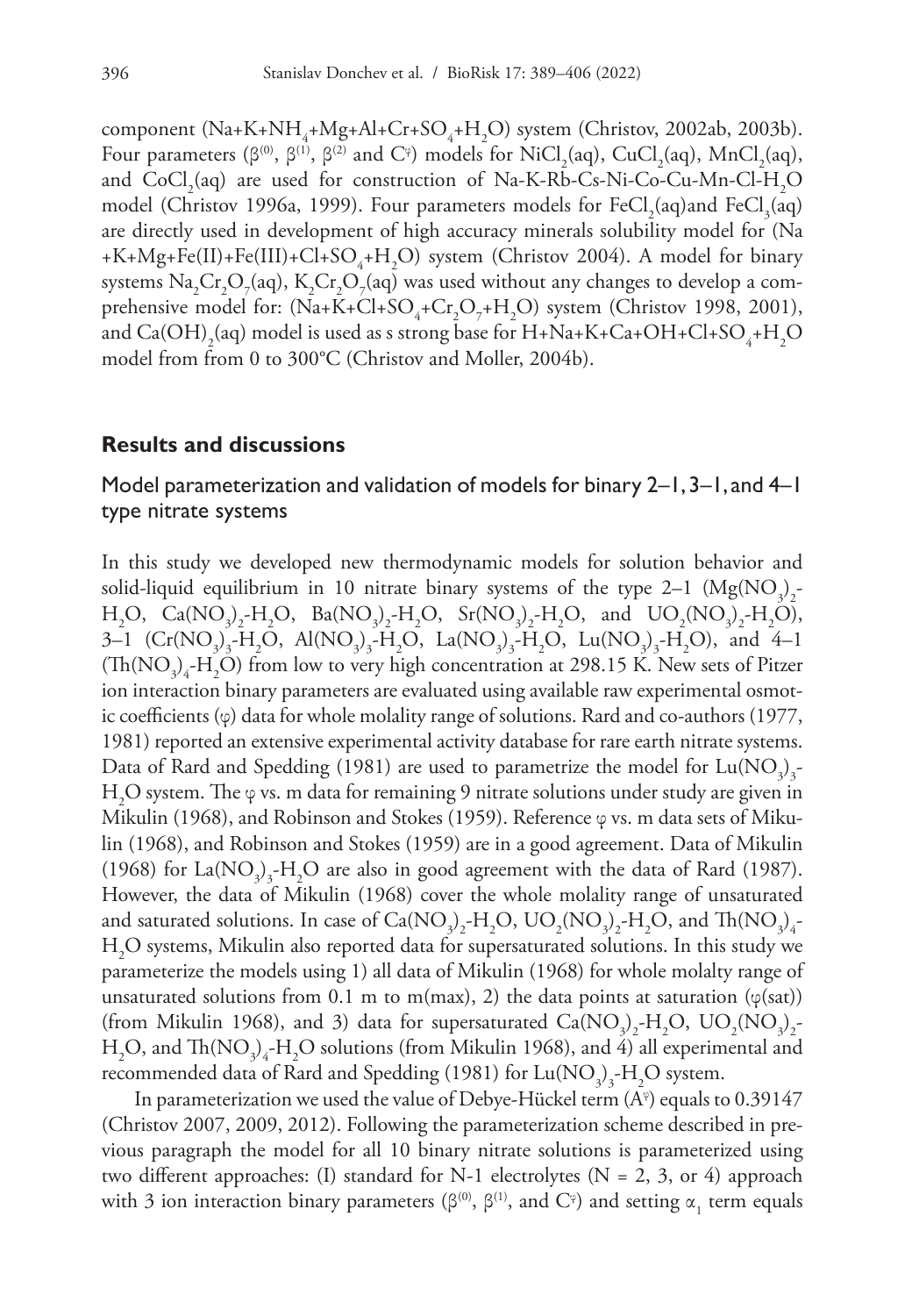component ($Na+K+NH_4+Mg+Al+Cr+SO_4+H_2O$) system (Christov, 2002ab, 2003b). Four parameters ($\beta^{(0)}$, $\beta^{(1)}$, $\beta^{(2)}$ and $C^{\varphi}$) models for $NiCl_2$(aq), $CuCl_2$(aq), $MnCl_2$(aq), and $CoCl_2$(aq) are used for construction of Na-K-Rb-Cs-Ni-Co-Cu-Mn-Cl-$H_2O$ model (Christov 1996a, 1999). Four parameters models for $FeCl_2$(aq)and $FeCl_3$(aq) are directly used in development of high accuracy minerals solubility model for (Na +K+Mg+Fe(II)+Fe(III)+Cl+$SO_4$+$H_2O$) system (Christov 2004). A model for binary systems $Na_2Cr_2O_7$(aq), $K_2Cr_2O_7$(aq) was used without any changes to develop a comprehensive model for: ($Na+K+Cl+SO_4+Cr_2O_7+H_2O$) system (Christov 1998, 2001), and $Ca(OH)_2$(aq) model is used as s strong base for $H+Na+K+Ca+OH+Cl+SO_4+H_2O$ model from from 0 to 300°C (Christov and Moller, 2004b).

## Results and discussions

### Model parameterization and validation of models for binary 2–1, 3–1, and 4–1 type nitrate systems

In this study we developed new thermodynamic models for solution behavior and solid-liquid equilibrium in 10 nitrate binary systems of the type 2–1 ($Mg(NO_3)_2$-$H_2O$, $Ca(NO_3)_2$-$H_2O$, $Ba(NO_3)_2$-$H_2O$, $Sr(NO_3)_2$-$H_2O$, and $UO_2(NO_3)_2$-$H_2O$), 3–1 ($Cr(NO_3)_3$-$H_2O$, $Al(NO_3)_3$-$H_2O$, $La(NO_3)_3$-$H_2O$, $Lu(NO_3)_3$-$H_2O$), and 4–1 ($Th(NO_3)_4$-$H_2O$) from low to very high concentration at 298.15 K. New sets of Pitzer ion interaction binary parameters are evaluated using available raw experimental osmotic coefficients ($\varphi$) data for whole molality range of solutions. Rard and co-authors (1977, 1981) reported an extensive experimental activity database for rare earth nitrate systems. Data of Rard and Spedding (1981) are used to parametrize the model for $Lu(NO_3)_3$-$H_2O$ system. The $\varphi$ vs. m data for remaining 9 nitrate solutions under study are given in Mikulin (1968), and Robinson and Stokes (1959). Reference $\varphi$ vs. m data sets of Mikulin (1968), and Robinson and Stokes (1959) are in a good agreement. Data of Mikulin (1968) for $La(NO_3)_3$-$H_2O$ are also in good agreement with the data of Rard (1987). However, the data of Mikulin (1968) cover the whole molality range of unsaturated and saturated solutions. In case of $Ca(NO_3)_2$-$H_2O$, $UO_2(NO_3)_2$-$H_2O$, and $Th(NO_3)_4$-$H_2O$ systems, Mikulin also reported data for supersaturated solutions. In this study we parameterize the models using 1) all data of Mikulin (1968) for whole molalty range of unsaturated solutions from 0.1 m to m(max), 2) the data points at saturation ($\varphi$(sat)) (from Mikulin 1968), and 3) data for supersaturated $Ca(NO_3)_2$-$H_2O$, $UO_2(NO_3)_2$-$H_2O$, and $Th(NO_3)_4$-$H_2O$ solutions (from Mikulin 1968), and 4) all experimental and recommended data of Rard and Spedding (1981) for $Lu(NO_3)_3$-$H_2O$ system.

In parameterization we used the value of Debye-Hückel term ($A^{\varphi}$) equals to 0.39147 (Christov 2007, 2009, 2012). Following the parameterization scheme described in previous paragraph the model for all 10 binary nitrate solutions is parameterized using two different approaches: (I) standard for N-1 electrolytes (N = 2, 3, or 4) approach with 3 ion interaction binary parameters ($\beta^{(0)}$, $\beta^{(1)}$, and $C^{\varphi}$) and setting $\alpha_1$ term equals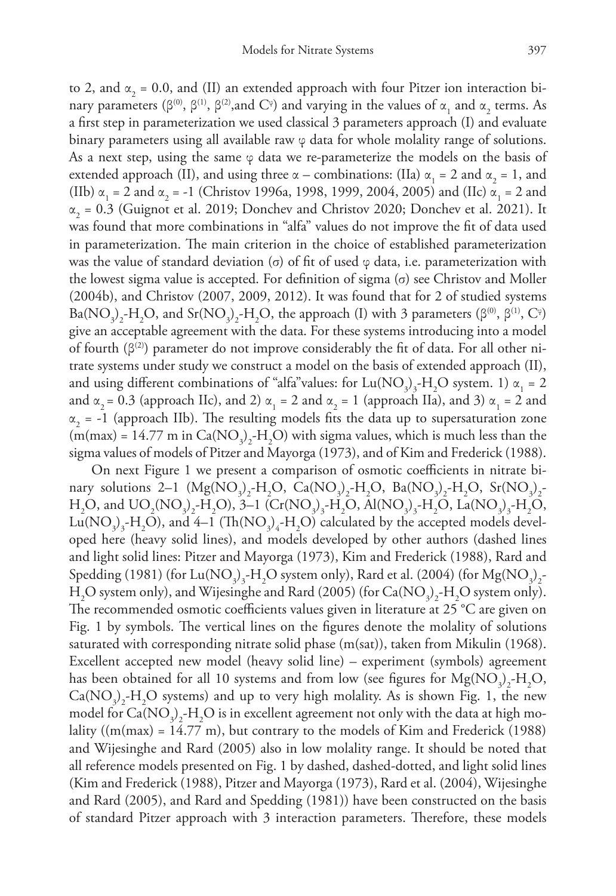to 2, and $\alpha_2$ = 0.0, and (II) an extended approach with four Pitzer ion interaction binary parameters ($\beta^{(0)}$, $\beta^{(1)}$, $\beta^{(2)}$,and $C^{\varphi}$) and varying in the values of $\alpha_1$ and $\alpha_2$ terms. As a first step in parameterization we used classical 3 parameters approach (I) and evaluate binary parameters using all available raw φ data for whole molality range of solutions. As a next step, using the same φ data we re-parameterize the models on the basis of extended approach (II), and using three α – combinations: (IIa) $\alpha_1$ = 2 and $\alpha_2$ = 1, and (IIb) $\alpha_1$ = 2 and $\alpha_2$ = -1 (Christov 1996a, 1998, 1999, 2004, 2005) and (IIc) $\alpha_1$ = 2 and $\alpha_2$ = 0.3 (Guignot et al. 2019; Donchev and Christov 2020; Donchev et al. 2021). It was found that more combinations in "alfa" values do not improve the fit of data used in parameterization. The main criterion in the choice of established parameterization was the value of standard deviation (σ) of fit of used φ data, i.e. parameterization with the lowest sigma value is accepted. For definition of sigma (σ) see Christov and Moller (2004b), and Christov (2007, 2009, 2012). It was found that for 2 of studied systems $Ba(NO_3)_2$-$H_2O$, and $Sr(NO_3)_2$-$H_2O$, the approach (I) with 3 parameters ($\beta^{(0)}$, $\beta^{(1)}$, $C^{\varphi}$) give an acceptable agreement with the data. For these systems introducing into a model of fourth ($\beta^{(2)}$) parameter do not improve considerably the fit of data. For all other nitrate systems under study we construct a model on the basis of extended approach (II), and using different combinations of "alfa"values: for $Lu(NO_3)_3$-$H_2O$ system. 1) $\alpha_1$ = 2 and $\alpha_2$ = 0.3 (approach IIc), and 2) $\alpha_1$ = 2 and $\alpha_2$ = 1 (approach IIa), and 3) $\alpha_1$ = 2 and $\alpha_2$ = -1 (approach IIb). The resulting models fits the data up to supersaturation zone (m(max) = 14.77 m in $Ca(NO_3)_2$-$H_2O$) with sigma values, which is much less than the sigma values of models of Pitzer and Mayorga (1973), and of Kim and Frederick (1988).

On next Figure 1 we present a comparison of osmotic coefficients in nitrate binary solutions 2–1 ($Mg(NO_3)_2$-$H_2O$, $Ca(NO_3)_2$-$H_2O$, $Ba(NO_3)_2$-$H_2O$, $Sr(NO_3)_2$-$H_2O$, and $UO_2(NO_3)_2$-$H_2O$), 3–1 ($Cr(NO_3)_3$-$H_2O$, $Al(NO_3)_3$-$H_2O$, $La(NO_3)_3$-$H_2O$, $Lu(NO_3)_3$-$H_2O$), and 4–1 ($Th(NO_3)_4$-$H_2O$) calculated by the accepted models developed here (heavy solid lines), and models developed by other authors (dashed lines and light solid lines: Pitzer and Mayorga (1973), Kim and Frederick (1988), Rard and Spedding (1981) (for $Lu(NO_3)_3$-$H_2O$ system only), Rard et al. (2004) (for $Mg(NO_3)_2$-$H_2O$ system only), and Wijesinghe and Rard (2005) (for $Ca(NO_3)_2$-$H_2O$ system only). The recommended osmotic coefficients values given in literature at 25 °C are given on Fig. 1 by symbols. The vertical lines on the figures denote the molality of solutions saturated with corresponding nitrate solid phase (m(sat)), taken from Mikulin (1968). Excellent accepted new model (heavy solid line) – experiment (symbols) agreement has been obtained for all 10 systems and from low (see figures for $Mg(NO_3)_2$-$H_2O$, $Ca(NO_3)_2$-$H_2O$ systems) and up to very high molality. As is shown Fig. 1, the new model for $Ca(NO_3)_2$-$H_2O$ is in excellent agreement not only with the data at high molality ((m(max) = 14.77 m), but contrary to the models of Kim and Frederick (1988) and Wijesinghe and Rard (2005) also in low molality range. It should be noted that all reference models presented on Fig. 1 by dashed, dashed-dotted, and light solid lines (Kim and Frederick (1988), Pitzer and Mayorga (1973), Rard et al. (2004), Wijesinghe and Rard (2005), and Rard and Spedding (1981)) have been constructed on the basis of standard Pitzer approach with 3 interaction parameters. Therefore, these models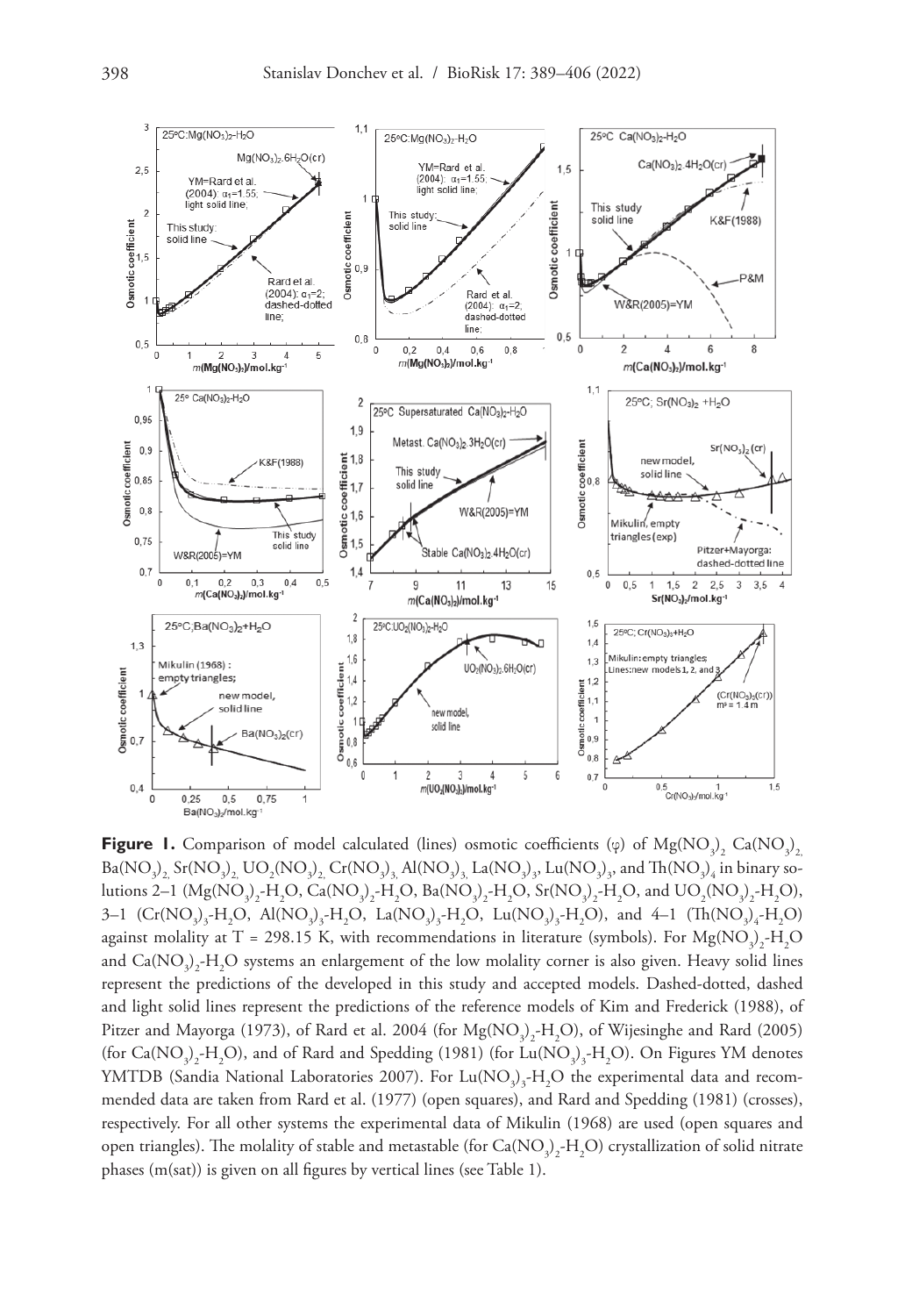**Figure 1.** Comparison of model calculated (lines) osmotic coefficients ($\varphi$) of $Mg(NO_3)_2$, $Ca(NO_3)_2$, $Ba(NO_3)_2$, $Sr(NO_3)_2$, $UO_2(NO_3)_2$, $Cr(NO_3)_3$, $Al(NO_3)_3$, $La(NO_3)_3$, $Lu(NO_3)_3$, and $Th(NO_3)_4$ in binary solutions 2–1 ($Mg(NO_3)_2$-$H_2O$, $Ca(NO_3)_2$-$H_2O$, $Ba(NO_3)_2$-$H_2O$, $Sr(NO_3)_2$-$H_2O$, and $UO_2(NO_3)_2$-$H_2O$), 3–1 ($Cr(NO_3)_3$-$H_2O$, $Al(NO_3)_3$-$H_2O$, $La(NO_3)_3$-$H_2O$, $Lu(NO_3)_3$-$H_2O$), and 4–1 ($Th(NO_3)_4$-$H_2O$) against molality at T = 298.15 K, with recommendations in literature (symbols). For $Mg(NO_3)_2$-$H_2O$ and $Ca(NO_3)_2$-$H_2O$ systems an enlargement of the low molality corner is also given. Heavy solid lines represent the predictions of the developed in this study and accepted models. Dashed-dotted, dashed and light solid lines represent the predictions of the reference models of Kim and Frederick (1988), of Pitzer and Mayorga (1973), of Rard et al. 2004 (for $Mg(NO_3)_2$-$H_2O$), of Wijesinghe and Rard (2005) (for $Ca(NO_3)_2$-$H_2O$), and of Rard and Spedding (1981) (for $Lu(NO_3)_3$-$H_2O$). On Figures YM denotes YMTDB (Sandia National Laboratories 2007). For $Lu(NO_3)_3$-$H_2O$ the experimental data and recommended data are taken from Rard et al. (1977) (open squares), and Rard and Spedding (1981) (crosses), respectively. For all other systems the experimental data of Mikulin (1968) are used (open squares and open triangles). The molality of stable and metastable (for $Ca(NO_3)_2$-$H_2O$) crystallization of solid nitrate phases (m(sat)) is given on all figures by vertical lines (see Table 1).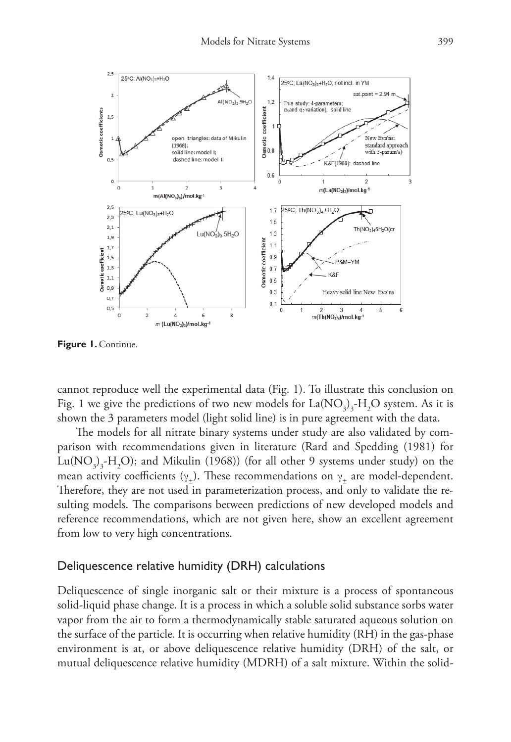**Figure 1.** Continue.

cannot reproduce well the experimental data (Fig. 1). To illustrate this conclusion on Fig. 1 we give the predictions of two new models for $La(NO_3)_3$-$H_2O$ system. As it is shown the 3 parameters model (light solid line) is in pure agreement with the data.

The models for all nitrate binary systems under study are also validated by comparison with recommendations given in literature (Rard and Spedding (1981) for $Lu(NO_3)_3$-$H_2O$); and Mikulin (1968)) (for all other 9 systems under study) on the mean activity coefficients ($\gamma_{\pm}$). These recommendations on $\gamma_{\pm}$ are model-dependent. Therefore, they are not used in parameterization process, and only to validate the resulting models. The comparisons between predictions of new developed models and reference recommendations, which are not given here, show an excellent agreement from low to very high concentrations.

## Deliquescence relative humidity (DRH) calculations

Deliquescence of single inorganic salt or their mixture is a process of spontaneous solid-liquid phase change. It is a process in which a soluble solid substance sorbs water vapor from the air to form a thermodynamically stable saturated aqueous solution on the surface of the particle. It is occurring when relative humidity (RH) in the gas-phase environment is at, or above deliquescence relative humidity (DRH) of the salt, or mutual deliquescence relative humidity (MDRH) of a salt mixture. Within the solid-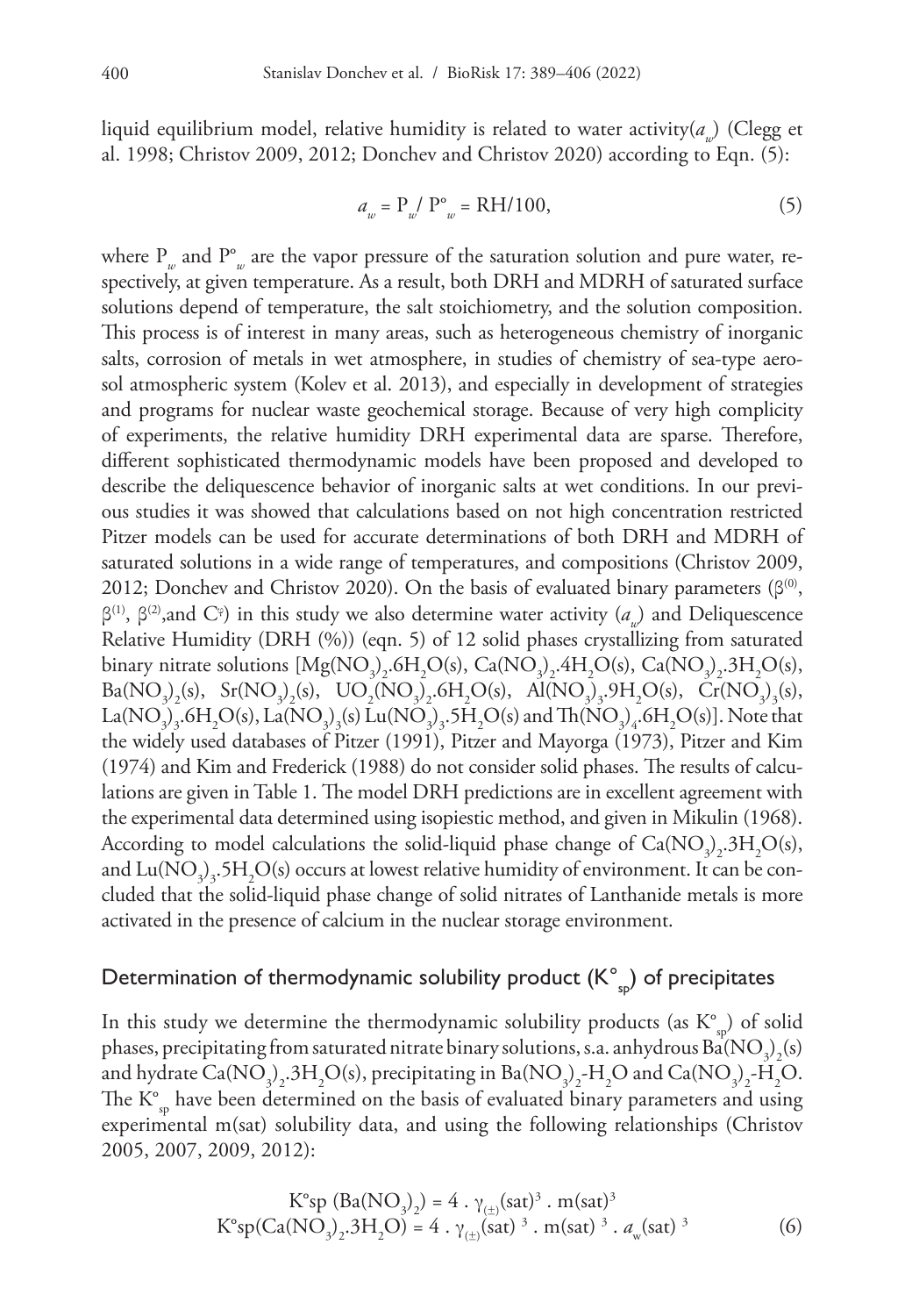liquid equilibrium model, relative humidity is related to water activity($a_w$) (Clegg et al. 1998; Christov 2009, 2012; Donchev and Christov 2020) according to Eqn. (5):

$$a_w = P_w / P^o_w = RH/100, \tag{5}$$

where $P_w$ and $P^o_w$ are the vapor pressure of the saturation solution and pure water, respectively, at given temperature. As a result, both DRH and MDRH of saturated surface solutions depend of temperature, the salt stoichiometry, and the solution composition. This process is of interest in many areas, such as heterogeneous chemistry of inorganic salts, corrosion of metals in wet atmosphere, in studies of chemistry of sea-type aerosol atmospheric system (Kolev et al. 2013), and especially in development of strategies and programs for nuclear waste geochemical storage. Because of very high complicity of experiments, the relative humidity DRH experimental data are sparse. Therefore, different sophisticated thermodynamic models have been proposed and developed to describe the deliquescence behavior of inorganic salts at wet conditions. In our previous studies it was showed that calculations based on not high concentration restricted Pitzer models can be used for accurate determinations of both DRH and MDRH of saturated solutions in a wide range of temperatures, and compositions (Christov 2009, 2012; Donchev and Christov 2020). On the basis of evaluated binary parameters ($\beta^{(0)}$, $\beta^{(1)}$, $\beta^{(2)}$,and $C^{\varphi}$) in this study we also determine water activity ($a_w$) and Deliquescence Relative Humidity (DRH (%)) (eqn. 5) of 12 solid phases crystallizing from saturated binary nitrate solutions [$Mg(NO_3)_2.6H_2O(s)$, $Ca(NO_3)_2.4H_2O(s)$, $Ca(NO_3)_2.3H_2O(s)$, $Ba(NO_3)_2(s)$, $Sr(NO_3)_2(s)$, $UO_2(NO_3)_2.6H_2O(s)$, $Al(NO_3)_3.9H_2O(s)$, $Cr(NO_3)_3(s)$, $La(NO_3)_3.6H_2O(s)$, $La(NO_3)_3(s)$ $Lu(NO_3)_3.5H_2O(s)$ and $Th(NO_3)_4.6H_2O(s)$]. Note that the widely used databases of Pitzer (1991), Pitzer and Mayorga (1973), Pitzer and Kim (1974) and Kim and Frederick (1988) do not consider solid phases. The results of calculations are given in Table 1. The model DRH predictions are in excellent agreement with the experimental data determined using isopiestic method, and given in Mikulin (1968). According to model calculations the solid-liquid phase change of $Ca(NO_3)_2.3H_2O(s)$, and $Lu(NO_3)_3.5H_2O(s)$ occurs at lowest relative humidity of environment. It can be concluded that the solid-liquid phase change of solid nitrates of Lanthanide metals is more activated in the presence of calcium in the nuclear storage environment.

## Determination of thermodynamic solubility product ($K^o_{sp}$) of precipitates

In this study we determine the thermodynamic solubility products (as $K^o_{sp}$) of solid phases, precipitating from saturated nitrate binary solutions, s.a. anhydrous $Ba(NO_3)_2(s)$ and hydrate $Ca(NO_3)_2.3H_2O(s)$, precipitating in $Ba(NO_3)_2$-$H_2O$ and $Ca(NO_3)_2$-$H_2O$. The $K^o_{sp}$ have been determined on the basis of evaluated binary parameters and using experimental m(sat) solubility data, and using the following relationships (Christov 2005, 2007, 2009, 2012):

$$K^o sp\ (Ba(NO_3)_2) = 4 \cdot \gamma_{(\pm)}(sat)^3 \cdot m(sat)^3$$
$$K^o sp(Ca(NO_3)_2.3H_2O) = 4 \cdot \gamma_{(\pm)}(sat)^3 \cdot m(sat)^3 \cdot a_w(sat)^3 \tag{6}$$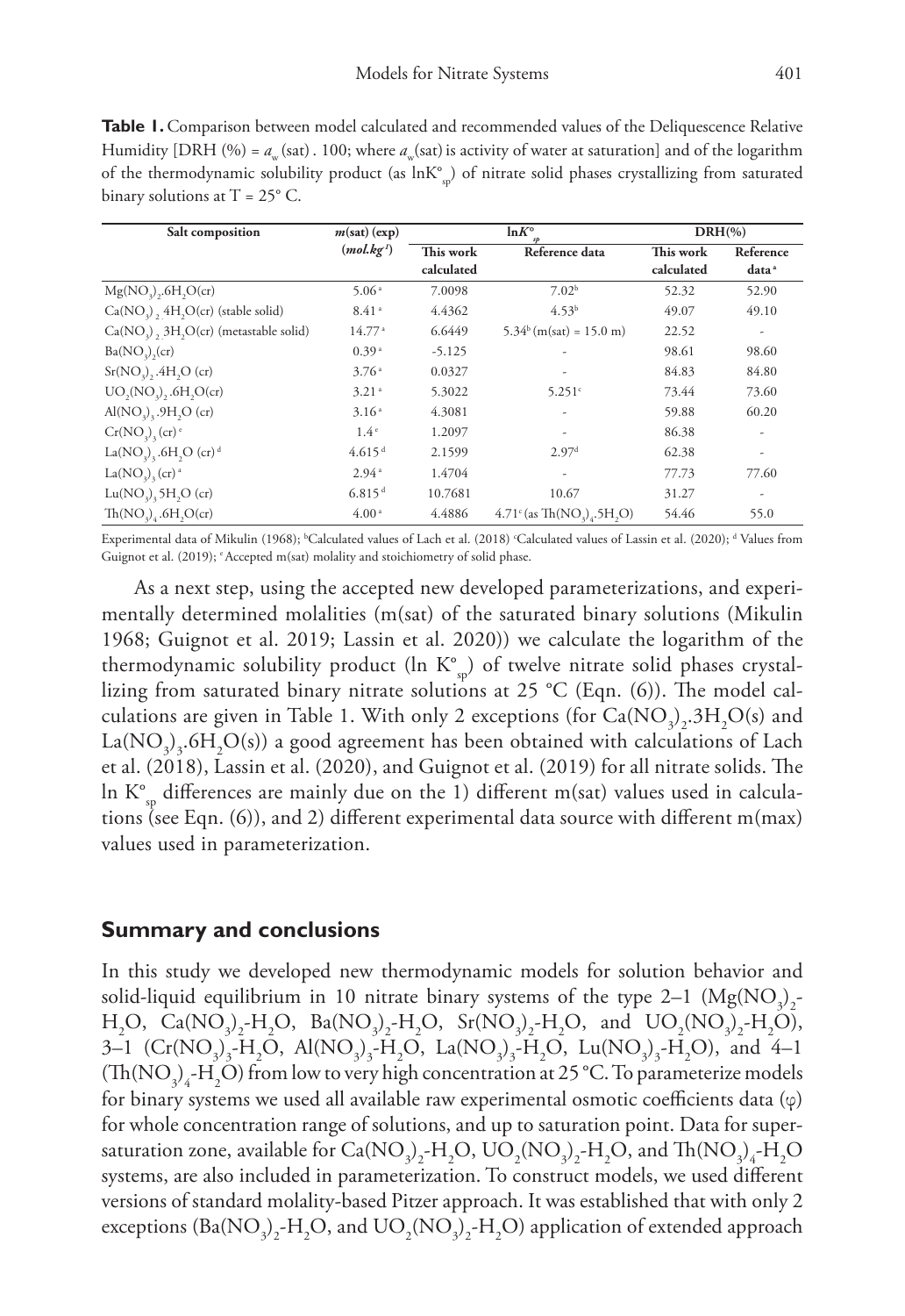**Table 1.** Comparison between model calculated and recommended values of the Deliquescence Relative Humidity [DRH (%) = $a_w$(sat) . 100; where $a_w$(sat) is activity of water at saturation] and of the logarithm of the thermodynamic solubility product (as $\ln K^o_{sp}$) of nitrate solid phases crystallizing from saturated binary solutions at T = 25° C.

| Salt composition | $m$(sat) (exp) ($mol.kg^{-1}$) | $\ln K^o_{sp}$ | | DRH(%) | |
|---|---|---|---|---|---|
| | | This work calculated | Reference data | This work calculated | Reference data[a] |
| $Mg(NO_3)_2.6H_2O(cr)$ | 5.06[a] | 7.0098 | 7.02[b] | 52.32 | 52.90 |
| $Ca(NO_3)_2\ 4H_2O(cr)$ (stable solid) | 8.41[a] | 4.4362 | 4.53[b] | 49.07 | 49.10 |
| $Ca(NO_3)_2\ 3H_2O(cr)$ (metastable solid) | 14.77[a] | 6.6449 | 5.34[b] (m(sat) = 15.0 m) | 22.52 | - |
| $Ba(NO_3)_2(cr)$ | 0.39[a] | -5.125 | - | 98.61 | 98.60 |
| $Sr(NO_3)_2.4H_2O$ (cr) | 3.76[a] | 0.0327 | - | 84.83 | 84.80 |
| $UO_2(NO_3)_2.6H_2O(cr)$ | 3.21[a] | 5.3022 | 5.251[c] | 73.44 | 73.60 |
| $Al(NO_3)_3.9H_2O$ (cr) | 3.16[a] | 4.3081 | - | 59.88 | 60.20 |
| $Cr(NO_3)_3$ (cr)[e] | 1.4[e] | 1.2097 | - | 86.38 | - |
| $La(NO_3)_3.6H_2O$ (cr)[d] | 4.615[d] | 2.1599 | 2.97[d] | 62.38 | - |
| $La(NO_3)_3$ (cr)[a] | 2.94[a] | 1.4704 | - | 77.73 | 77.60 |
| $Lu(NO_3)_3\ 5H_2O$ (cr) | 6.815[d] | 10.7681 | 10.67 | 31.27 | - |
| $Th(NO_3)_4.6H_2O(cr)$ | 4.00[a] | 4.4886 | 4.71[c] (as $Th(NO_3)_4.5H_2O$) | 54.46 | 55.0 |

Experimental data of Mikulin (1968); [b]Calculated values of Lach et al. (2018) [c]Calculated values of Lassin et al. (2020); [d] Values from Guignot et al. (2019); [e]Accepted m(sat) molality and stoichiometry of solid phase.

As a next step, using the accepted new developed parameterizations, and experimentally determined molalities (m(sat) of the saturated binary solutions (Mikulin 1968; Guignot et al. 2019; Lassin et al. 2020)) we calculate the logarithm of the thermodynamic solubility product ($\ln K^o_{sp}$) of twelve nitrate solid phases crystallizing from saturated binary nitrate solutions at 25 °C (Eqn. (6)). The model calculations are given in Table 1. With only 2 exceptions (for $Ca(NO_3)_2.3H_2O(s)$ and $La(NO_3)_3.6H_2O(s)$) a good agreement has been obtained with calculations of Lach et al. (2018), Lassin et al. (2020), and Guignot et al. (2019) for all nitrate solids. The $\ln K^o_{sp}$ differences are mainly due on the 1) different m(sat) values used in calculations (see Eqn. (6)), and 2) different experimental data source with different m(max) values used in parameterization.

## Summary and conclusions

In this study we developed new thermodynamic models for solution behavior and solid-liquid equilibrium in 10 nitrate binary systems of the type 2–1 ($Mg(NO_3)_2$-$H_2O$, $Ca(NO_3)_2$-$H_2O$, $Ba(NO_3)_2$-$H_2O$, $Sr(NO_3)_2$-$H_2O$, and $UO_2(NO_3)_2$-$H_2O$), 3–1 ($Cr(NO_3)_3$-$H_2O$, $Al(NO_3)_3$-$H_2O$, $La(NO_3)_3$-$H_2O$, $Lu(NO_3)_3$-$H_2O$), and 4–1 ($Th(NO_3)_4$-$H_2O$) from low to very high concentration at 25 °C. To parameterize models for binary systems we used all available raw experimental osmotic coefficients data ($\varphi$) for whole concentration range of solutions, and up to saturation point. Data for supersaturation zone, available for $Ca(NO_3)_2$-$H_2O$, $UO_2(NO_3)_2$-$H_2O$, and $Th(NO_3)_4$-$H_2O$ systems, are also included in parameterization. To construct models, we used different versions of standard molality-based Pitzer approach. It was established that with only 2 exceptions ($Ba(NO_3)_2$-$H_2O$, and $UO_2(NO_3)_2$-$H_2O$) application of extended approach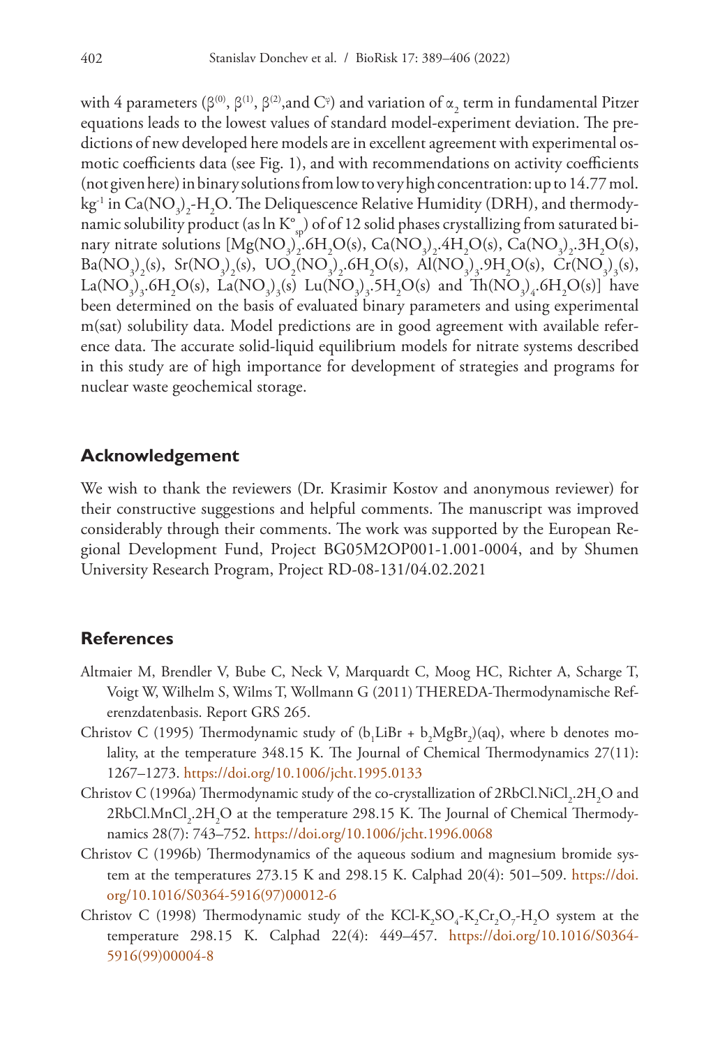with 4 parameters ($\beta^{(0)}$, $\beta^{(1)}$, $\beta^{(2)}$,and $C^{\varphi}$) and variation of $\alpha_2$ term in fundamental Pitzer equations leads to the lowest values of standard model-experiment deviation. The predictions of new developed here models are in excellent agreement with experimental osmotic coefficients data (see Fig. 1), and with recommendations on activity coefficients (not given here) in binary solutions from low to very high concentration: up to 14.77 mol. kg$^{-1}$ in $Ca(NO_3)_2$-$H_2O$. The Deliquescence Relative Humidity (DRH), and thermodynamic solubility product (as $\ln K^{o}_{sp}$) of of 12 solid phases crystallizing from saturated binary nitrate solutions [$Mg(NO_3)_2.6H_2O(s)$, $Ca(NO_3)_2.4H_2O(s)$, $Ca(NO_3)_2.3H_2O(s)$, $Ba(NO_3)_2(s)$, $Sr(NO_3)_2(s)$, $UO_2(NO_3)_2.6H_2O(s)$, $Al(NO_3)_3.9H_2O(s)$, $Cr(NO_3)_3(s)$, $La(NO_3)_3.6H_2O(s)$, $La(NO_3)_3(s)$ $Lu(NO_3)_3.5H_2O(s)$ and $Th(NO_3)_4.6H_2O(s)$] have been determined on the basis of evaluated binary parameters and using experimental m(sat) solubility data. Model predictions are in good agreement with available reference data. The accurate solid-liquid equilibrium models for nitrate systems described in this study are of high importance for development of strategies and programs for nuclear waste geochemical storage.

## Acknowledgement

We wish to thank the reviewers (Dr. Krasimir Kostov and anonymous reviewer) for their constructive suggestions and helpful comments. The manuscript was improved considerably through their comments. The work was supported by the European Regional Development Fund, Project BG05M2OP001-1.001-0004, and by Shumen University Research Program, Project RD-08-131/04.02.2021

## References

Altmaier M, Brendler V, Bube C, Neck V, Marquardt C, Moog HC, Richter A, Scharge T, Voigt W, Wilhelm S, Wilms T, Wollmann G (2011) THEREDA-Thermodynamische Referenzdatenbasis. Report GRS 265.

Christov C (1995) Thermodynamic study of ($b_1LiBr$ + $b_2MgBr_2$)(aq), where b denotes molality, at the temperature 348.15 K. The Journal of Chemical Thermodynamics 27(11): 1267–1273. https://doi.org/10.1006/jcht.1995.0133

Christov C (1996a) Thermodynamic study of the co-crystallization of $2RbCl.NiCl_2.2H_2O$ and $2RbCl.MnCl_2.2H_2O$ at the temperature 298.15 K. The Journal of Chemical Thermodynamics 28(7): 743–752. https://doi.org/10.1006/jcht.1996.0068

Christov C (1996b) Thermodynamics of the aqueous sodium and magnesium bromide system at the temperatures 273.15 K and 298.15 K. Calphad 20(4): 501–509. https://doi.org/10.1016/S0364-5916(97)00012-6

Christov C (1998) Thermodynamic study of the $KCl$-$K_2SO_4$-$K_2Cr_2O_7$-$H_2O$ system at the temperature 298.15 K. Calphad 22(4): 449–457. https://doi.org/10.1016/S0364-5916(99)00004-8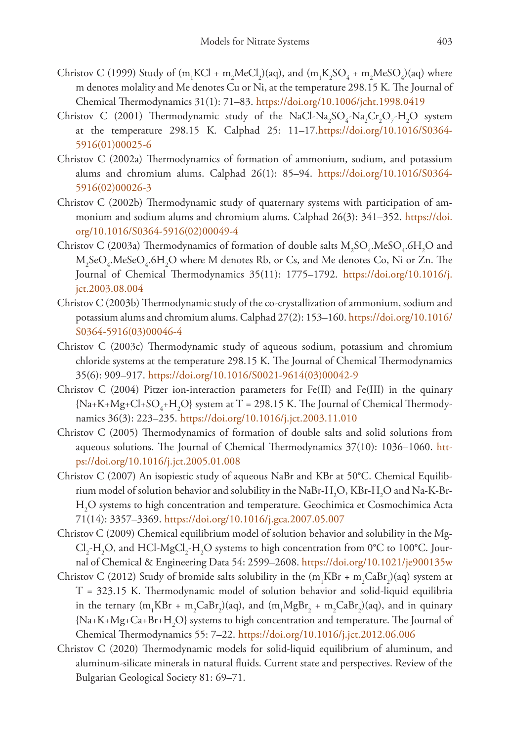Christov C (1999) Study of ($m_1$KCl + $m_2$MeCl$_2$)(aq), and ($m_1$K$_2$SO$_4$ + $m_2$MeSO$_4$)(aq) where m denotes molality and Me denotes Cu or Ni, at the temperature 298.15 K. The Journal of Chemical Thermodynamics 31(1): 71–83. https://doi.org/10.1006/jcht.1998.0419

Christov C (2001) Thermodynamic study of the NaCl-Na$_2$SO$_4$-Na$_2$Cr$_2$O$_7$-H$_2$O system at the temperature 298.15 K. Calphad 25: 11–17.https://doi.org/10.1016/S0364-5916(01)00025-6

Christov C (2002a) Thermodynamics of formation of ammonium, sodium, and potassium alums and chromium alums. Calphad 26(1): 85–94. https://doi.org/10.1016/S0364-5916(02)00026-3

Christov C (2002b) Thermodynamic study of quaternary systems with participation of ammonium and sodium alums and chromium alums. Calphad 26(3): 341–352. https://doi.org/10.1016/S0364-5916(02)00049-4

Christov C (2003a) Thermodynamics of formation of double salts M$_2$SO$_4$.MeSO$_4$.6H$_2$O and M$_2$SeO$_4$.MeSeO$_4$.6H$_2$O where M denotes Rb, or Cs, and Me denotes Co, Ni or Zn. The Journal of Chemical Thermodynamics 35(11): 1775–1792. https://doi.org/10.1016/j.jct.2003.08.004

Christov C (2003b) Thermodynamic study of the co-crystallization of ammonium, sodium and potassium alums and chromium alums. Calphad 27(2): 153–160. https://doi.org/10.1016/S0364-5916(03)00046-4

Christov C (2003c) Thermodynamic study of aqueous sodium, potassium and chromium chloride systems at the temperature 298.15 K. The Journal of Chemical Thermodynamics 35(6): 909–917. https://doi.org/10.1016/S0021-9614(03)00042-9

Christov C (2004) Pitzer ion-interaction parameters for Fe(II) and Fe(III) in the quinary {Na+K+Mg+Cl+SO$_4$+H$_2$O} system at T = 298.15 K. The Journal of Chemical Thermodynamics 36(3): 223–235. https://doi.org/10.1016/j.jct.2003.11.010

Christov C (2005) Thermodynamics of formation of double salts and solid solutions from aqueous solutions. The Journal of Chemical Thermodynamics 37(10): 1036–1060. https://doi.org/10.1016/j.jct.2005.01.008

Christov C (2007) An isopiestic study of aqueous NaBr and KBr at 50°C. Chemical Equilibrium model of solution behavior and solubility in the NaBr-H$_2$O, KBr-H$_2$O and Na-K-Br-H$_2$O systems to high concentration and temperature. Geochimica et Cosmochimica Acta 71(14): 3357–3369. https://doi.org/10.1016/j.gca.2007.05.007

Christov C (2009) Chemical equilibrium model of solution behavior and solubility in the MgCl$_2$-H$_2$O, and HCl-MgCl$_2$-H$_2$O systems to high concentration from 0°C to 100°C. Journal of Chemical & Engineering Data 54: 2599–2608. https://doi.org/10.1021/je900135w

Christov C (2012) Study of bromide salts solubility in the ($m_1$KBr + $m_2$CaBr$_2$)(aq) system at T = 323.15 K. Thermodynamic model of solution behavior and solid-liquid equilibria in the ternary ($m_1$KBr + $m_2$CaBr$_2$)(aq), and ($m_1$MgBr$_2$ + $m_2$CaBr$_2$)(aq), and in quinary {Na+K+Mg+Ca+Br+H$_2$O} systems to high concentration and temperature. The Journal of Chemical Thermodynamics 55: 7–22. https://doi.org/10.1016/j.jct.2012.06.006

Christov C (2020) Thermodynamic models for solid-liquid equilibrium of aluminum, and aluminum-silicate minerals in natural fluids. Current state and perspectives. Review of the Bulgarian Geological Society 81: 69–71.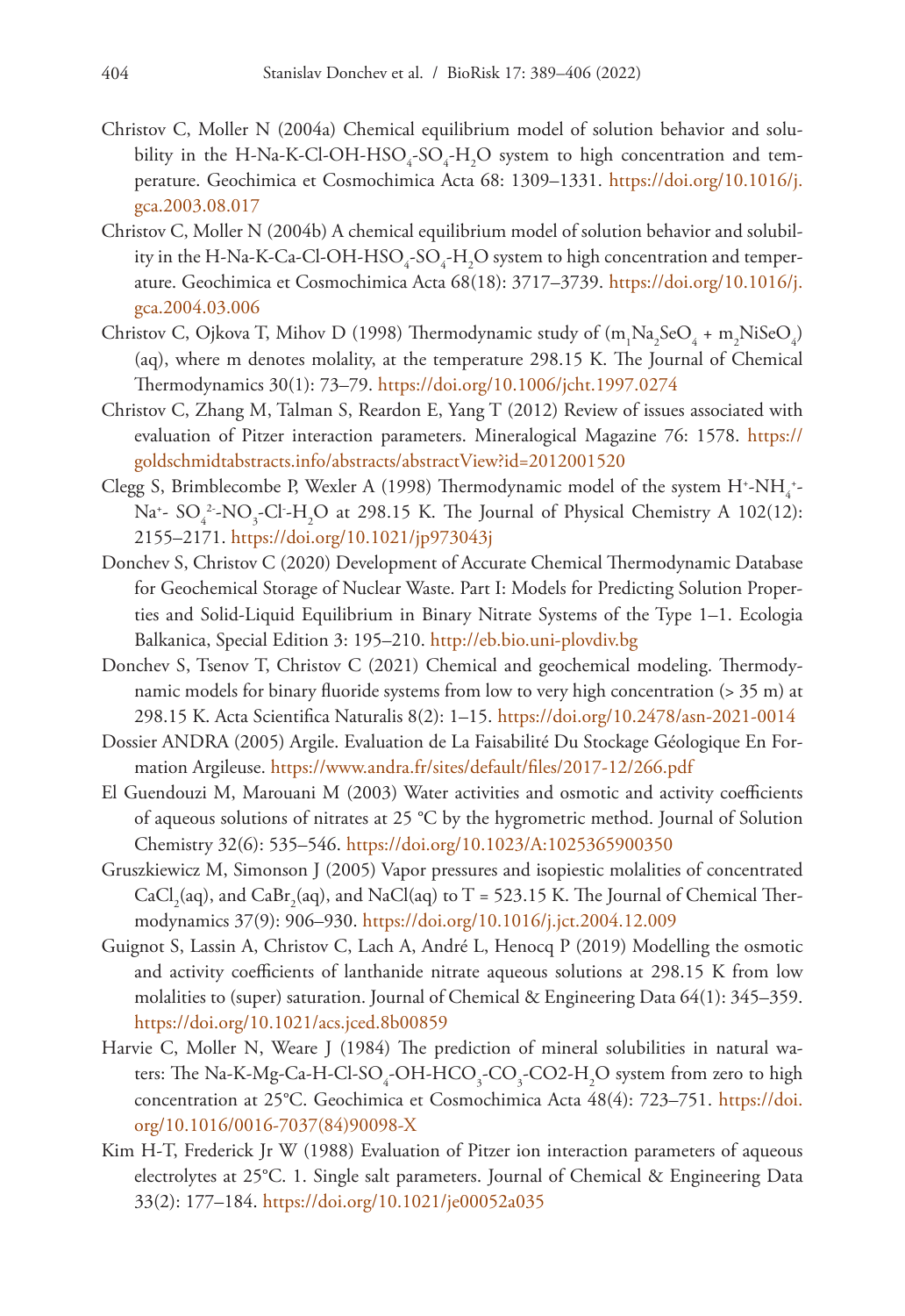Christov C, Moller N (2004a) Chemical equilibrium model of solution behavior and solubility in the H-Na-K-Cl-OH-$HSO_4$-$SO_4$-$H_2O$ system to high concentration and temperature. Geochimica et Cosmochimica Acta 68: 1309–1331. https://doi.org/10.1016/j.gca.2003.08.017

Christov C, Moller N (2004b) A chemical equilibrium model of solution behavior and solubility in the H-Na-K-Ca-Cl-OH-$HSO_4$-$SO_4$-$H_2O$ system to high concentration and temperature. Geochimica et Cosmochimica Acta 68(18): 3717–3739. https://doi.org/10.1016/j.gca.2004.03.006

Christov C, Ojkova T, Mihov D (1998) Thermodynamic study of ($m_1Na_2SeO_4$ + $m_2NiSeO_4$) (aq), where m denotes molality, at the temperature 298.15 K. The Journal of Chemical Thermodynamics 30(1): 73–79. https://doi.org/10.1006/jcht.1997.0274

Christov C, Zhang M, Talman S, Reardon E, Yang T (2012) Review of issues associated with evaluation of Pitzer interaction parameters. Mineralogical Magazine 76: 1578. https://goldschmidtabstracts.info/abstracts/abstractView?id=2012001520

Clegg S, Brimblecombe P, Wexler A (1998) Thermodynamic model of the system $H^+$-$NH_4^+$-$Na^+$- $SO_4^{2-}$-$NO_3$-$Cl^-$-$H_2O$ at 298.15 K. The Journal of Physical Chemistry A 102(12): 2155–2171. https://doi.org/10.1021/jp973043j

Donchev S, Christov C (2020) Development of Accurate Chemical Thermodynamic Database for Geochemical Storage of Nuclear Waste. Part I: Models for Predicting Solution Properties and Solid-Liquid Equilibrium in Binary Nitrate Systems of the Type 1–1. Ecologia Balkanica, Special Edition 3: 195–210. http://eb.bio.uni-plovdiv.bg

Donchev S, Tsenov T, Christov C (2021) Chemical and geochemical modeling. Thermodynamic models for binary fluoride systems from low to very high concentration (> 35 m) at 298.15 K. Acta Scientifica Naturalis 8(2): 1–15. https://doi.org/10.2478/asn-2021-0014

Dossier ANDRA (2005) Argile. Evaluation de La Faisabilité Du Stockage Géologique En Formation Argileuse. https://www.andra.fr/sites/default/files/2017-12/266.pdf

El Guendouzi M, Marouani M (2003) Water activities and osmotic and activity coefficients of aqueous solutions of nitrates at 25 °C by the hygrometric method. Journal of Solution Chemistry 32(6): 535–546. https://doi.org/10.1023/A:1025365900350

Gruszkiewicz M, Simonson J (2005) Vapor pressures and isopiestic molalities of concentrated $CaCl_2$(aq), and $CaBr_2$(aq), and NaCl(aq) to T = 523.15 K. The Journal of Chemical Thermodynamics 37(9): 906–930. https://doi.org/10.1016/j.jct.2004.12.009

Guignot S, Lassin A, Christov C, Lach A, André L, Henocq P (2019) Modelling the osmotic and activity coefficients of lanthanide nitrate aqueous solutions at 298.15 K from low molalities to (super) saturation. Journal of Chemical & Engineering Data 64(1): 345–359. https://doi.org/10.1021/acs.jced.8b00859

Harvie C, Moller N, Weare J (1984) The prediction of mineral solubilities in natural waters: The Na-K-Mg-Ca-H-Cl-$SO_4$-OH-$HCO_3$-$CO_3$-CO2-$H_2O$ system from zero to high concentration at 25°C. Geochimica et Cosmochimica Acta 48(4): 723–751. https://doi.org/10.1016/0016-7037(84)90098-X

Kim H-T, Frederick Jr W (1988) Evaluation of Pitzer ion interaction parameters of aqueous electrolytes at 25°C. 1. Single salt parameters. Journal of Chemical & Engineering Data 33(2): 177–184. https://doi.org/10.1021/je00052a035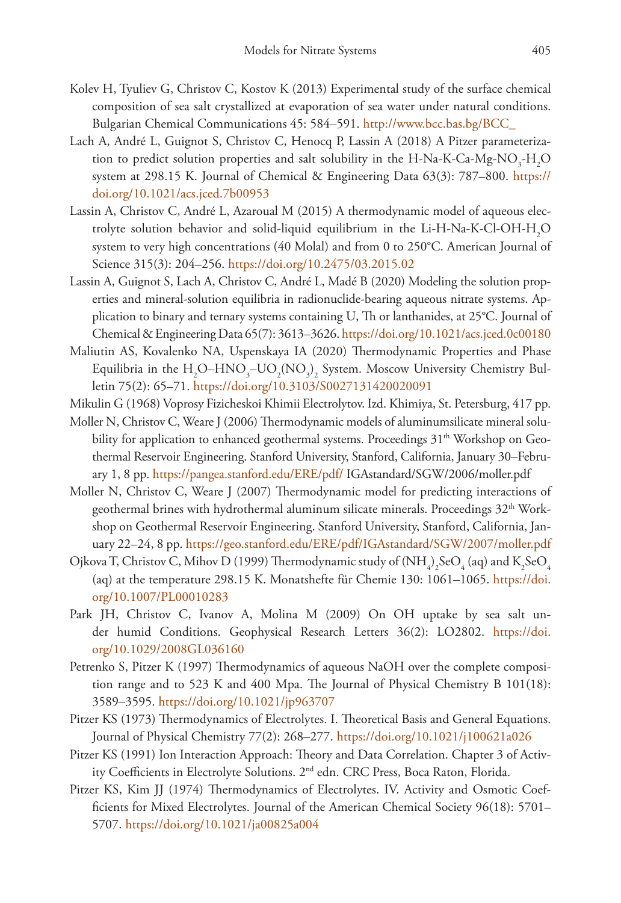Kolev H, Tyuliev G, Christov C, Kostov K (2013) Experimental study of the surface chemical composition of sea salt crystallized at evaporation of sea water under natural conditions. Bulgarian Chemical Communications 45: 584–591. http://www.bcc.bas.bg/BCC_

Lach A, André L, Guignot S, Christov C, Henocq P, Lassin A (2018) A Pitzer parameterization to predict solution properties and salt solubility in the H-Na-K-Ca-Mg-$NO_3$-$H_2O$ system at 298.15 K. Journal of Chemical & Engineering Data 63(3): 787–800. https://doi.org/10.1021/acs.jced.7b00953

Lassin A, Christov C, André L, Azaroual M (2015) A thermodynamic model of aqueous electrolyte solution behavior and solid-liquid equilibrium in the Li-H-Na-K-Cl-OH-$H_2O$ system to very high concentrations (40 Molal) and from 0 to 250°C. American Journal of Science 315(3): 204–256. https://doi.org/10.2475/03.2015.02

Lassin A, Guignot S, Lach A, Christov C, André L, Madé B (2020) Modeling the solution properties and mineral-solution equilibria in radionuclide-bearing aqueous nitrate systems. Application to binary and ternary systems containing U, Th or lanthanides, at 25°C. Journal of Chemical & Engineering Data 65(7): 3613–3626. https://doi.org/10.1021/acs.jced.0c00180

Maliutin AS, Kovalenko NA, Uspenskaya IA (2020) Thermodynamic Properties and Phase Equilibria in the $H_2O$–$HNO_3$–$UO_2(NO_3)_2$ System. Moscow University Chemistry Bulletin 75(2): 65–71. https://doi.org/10.3103/S0027131420020091

Mikulin G (1968) Voprosy Fizicheskoi Khimii Electrolytov. Izd. Khimiya, St. Petersburg, 417 pp.

Moller N, Christov C, Weare J (2006) Thermodynamic models of aluminumsilicate mineral solubility for application to enhanced geothermal systems. Proceedings 31[th] Workshop on Geothermal Reservoir Engineering. Stanford University, Stanford, California, January 30–February 1, 8 pp. https://pangea.stanford.edu/ERE/pdf/ IGAstandard/SGW/2006/moller.pdf

Moller N, Christov C, Weare J (2007) Thermodynamic model for predicting interactions of geothermal brines with hydrothermal aluminum silicate minerals. Proceedings 32[th] Workshop on Geothermal Reservoir Engineering. Stanford University, Stanford, California, January 22–24, 8 pp. https://geo.stanford.edu/ERE/pdf/IGAstandard/SGW/2007/moller.pdf

Ojkova T, Christov C, Mihov D (1999) Thermodynamic study of $(NH_4)_2SeO_4$ (aq) and $K_2SeO_4$ (aq) at the temperature 298.15 K. Monatshefte für Chemie 130: 1061–1065. https://doi.org/10.1007/PL00010283

Park JH, Christov C, Ivanov A, Molina M (2009) On OH uptake by sea salt under humid Conditions. Geophysical Research Letters 36(2): LO2802. https://doi.org/10.1029/2008GL036160

Petrenko S, Pitzer K (1997) Thermodynamics of aqueous NaOH over the complete composition range and to 523 K and 400 Mpa. The Journal of Physical Chemistry B 101(18): 3589–3595. https://doi.org/10.1021/jp963707

Pitzer KS (1973) Thermodynamics of Electrolytes. I. Theoretical Basis and General Equations. Journal of Physical Chemistry 77(2): 268–277. https://doi.org/10.1021/j100621a026

Pitzer KS (1991) Ion Interaction Approach: Theory and Data Correlation. Chapter 3 of Activity Coefficients in Electrolyte Solutions. 2[nd] edn. CRC Press, Boca Raton, Florida.

Pitzer KS, Kim JJ (1974) Thermodynamics of Electrolytes. IV. Activity and Osmotic Coefficients for Mixed Electrolytes. Journal of the American Chemical Society 96(18): 5701–5707. https://doi.org/10.1021/ja00825a004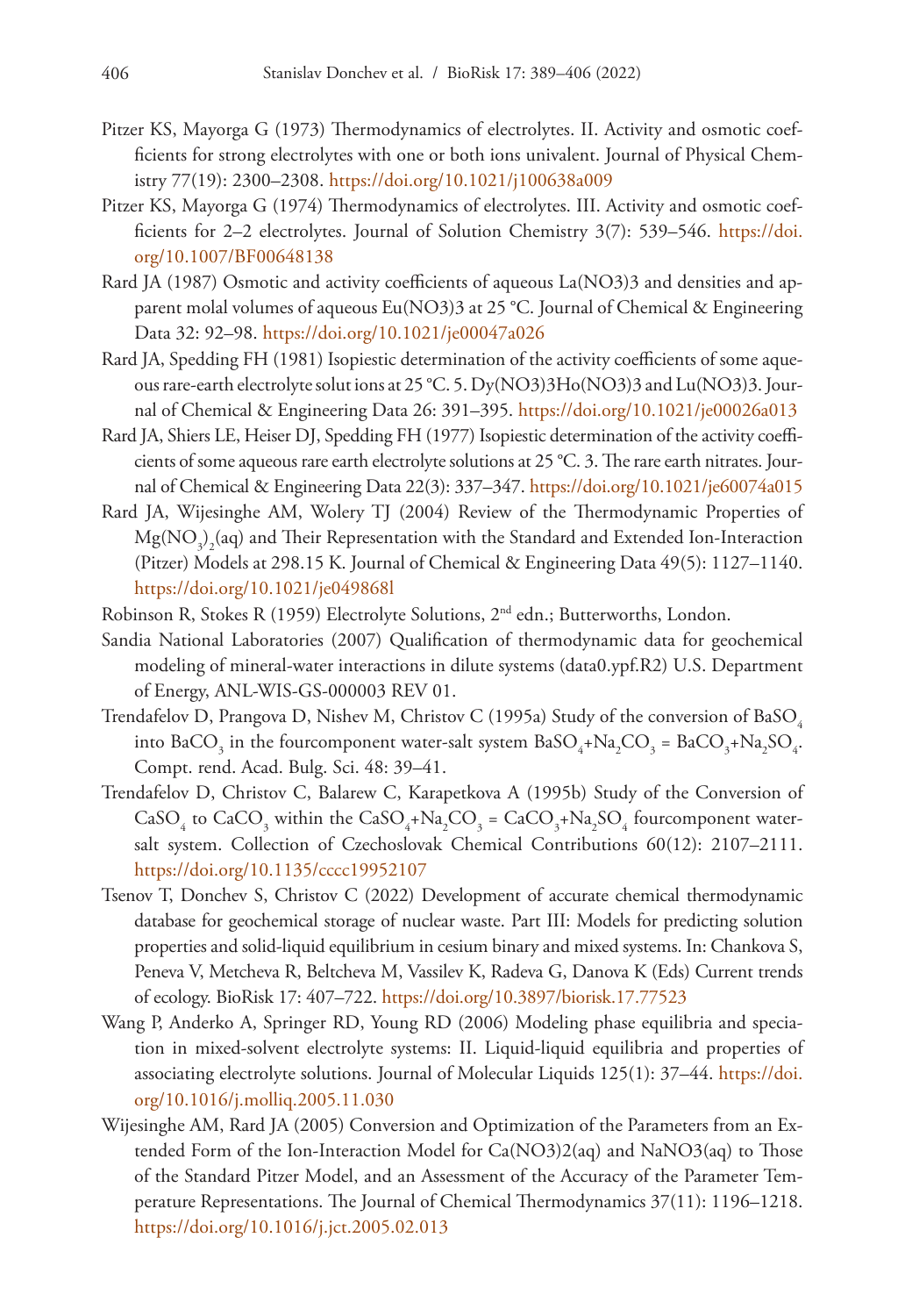Pitzer KS, Mayorga G (1973) Thermodynamics of electrolytes. II. Activity and osmotic coefficients for strong electrolytes with one or both ions univalent. Journal of Physical Chemistry 77(19): 2300–2308. https://doi.org/10.1021/j100638a009

Pitzer KS, Mayorga G (1974) Thermodynamics of electrolytes. III. Activity and osmotic coefficients for 2–2 electrolytes. Journal of Solution Chemistry 3(7): 539–546. https://doi.org/10.1007/BF00648138

Rard JA (1987) Osmotic and activity coefficients of aqueous La(NO3)3 and densities and apparent molal volumes of aqueous Eu(NO3)3 at 25 °C. Journal of Chemical & Engineering Data 32: 92–98. https://doi.org/10.1021/je00047a026

Rard JA, Spedding FH (1981) Isopiestic determination of the activity coefficients of some aqueous rare-earth electrolyte solut ions at 25 °C. 5. Dy(NO3)3Ho(NO3)3 and Lu(NO3)3. Journal of Chemical & Engineering Data 26: 391–395. https://doi.org/10.1021/je00026a013

Rard JA, Shiers LE, Heiser DJ, Spedding FH (1977) Isopiestic determination of the activity coefficients of some aqueous rare earth electrolyte solutions at 25 °C. 3. The rare earth nitrates. Journal of Chemical & Engineering Data 22(3): 337–347. https://doi.org/10.1021/je60074a015

Rard JA, Wijesinghe AM, Wolery TJ (2004) Review of the Thermodynamic Properties of $Mg(NO_3)_2$(aq) and Their Representation with the Standard and Extended Ion-Interaction (Pitzer) Models at 298.15 K. Journal of Chemical & Engineering Data 49(5): 1127–1140. https://doi.org/10.1021/je049868l

Robinson R, Stokes R (1959) Electrolyte Solutions, 2nd edn.; Butterworths, London.

Sandia National Laboratories (2007) Qualification of thermodynamic data for geochemical modeling of mineral-water interactions in dilute systems (data0.ypf.R2) U.S. Department of Energy, ANL-WIS-GS-000003 REV 01.

Trendafelov D, Prangova D, Nishev M, Christov C (1995a) Study of the conversion of $BaSO_4$ into $BaCO_3$ in the fourcomponent water-salt system $BaSO_4$+$Na_2CO_3$ = $BaCO_3$+$Na_2SO_4$. Compt. rend. Acad. Bulg. Sci. 48: 39–41.

Trendafelov D, Christov C, Balarew C, Karapetkova A (1995b) Study of the Conversion of $CaSO_4$ to $CaCO_3$ within the $CaSO_4$+$Na_2CO_3$ = $CaCO_3$+$Na_2SO_4$ fourcomponent water-salt system. Collection of Czechoslovak Chemical Contributions 60(12): 2107–2111. https://doi.org/10.1135/cccc19952107

Tsenov T, Donchev S, Christov C (2022) Development of accurate chemical thermodynamic database for geochemical storage of nuclear waste. Part III: Models for predicting solution properties and solid-liquid equilibrium in cesium binary and mixed systems. In: Chankova S, Peneva V, Metcheva R, Beltcheva M, Vassilev K, Radeva G, Danova K (Eds) Current trends of ecology. BioRisk 17: 407–722. https://doi.org/10.3897/biorisk.17.77523

Wang P, Anderko A, Springer RD, Young RD (2006) Modeling phase equilibria and speciation in mixed-solvent electrolyte systems: II. Liquid-liquid equilibria and properties of associating electrolyte solutions. Journal of Molecular Liquids 125(1): 37–44. https://doi.org/10.1016/j.molliq.2005.11.030

Wijesinghe AM, Rard JA (2005) Conversion and Optimization of the Parameters from an Extended Form of the Ion-Interaction Model for Ca(NO3)2(aq) and NaNO3(aq) to Those of the Standard Pitzer Model, and an Assessment of the Accuracy of the Parameter Temperature Representations. The Journal of Chemical Thermodynamics 37(11): 1196–1218. https://doi.org/10.1016/j.jct.2005.02.013